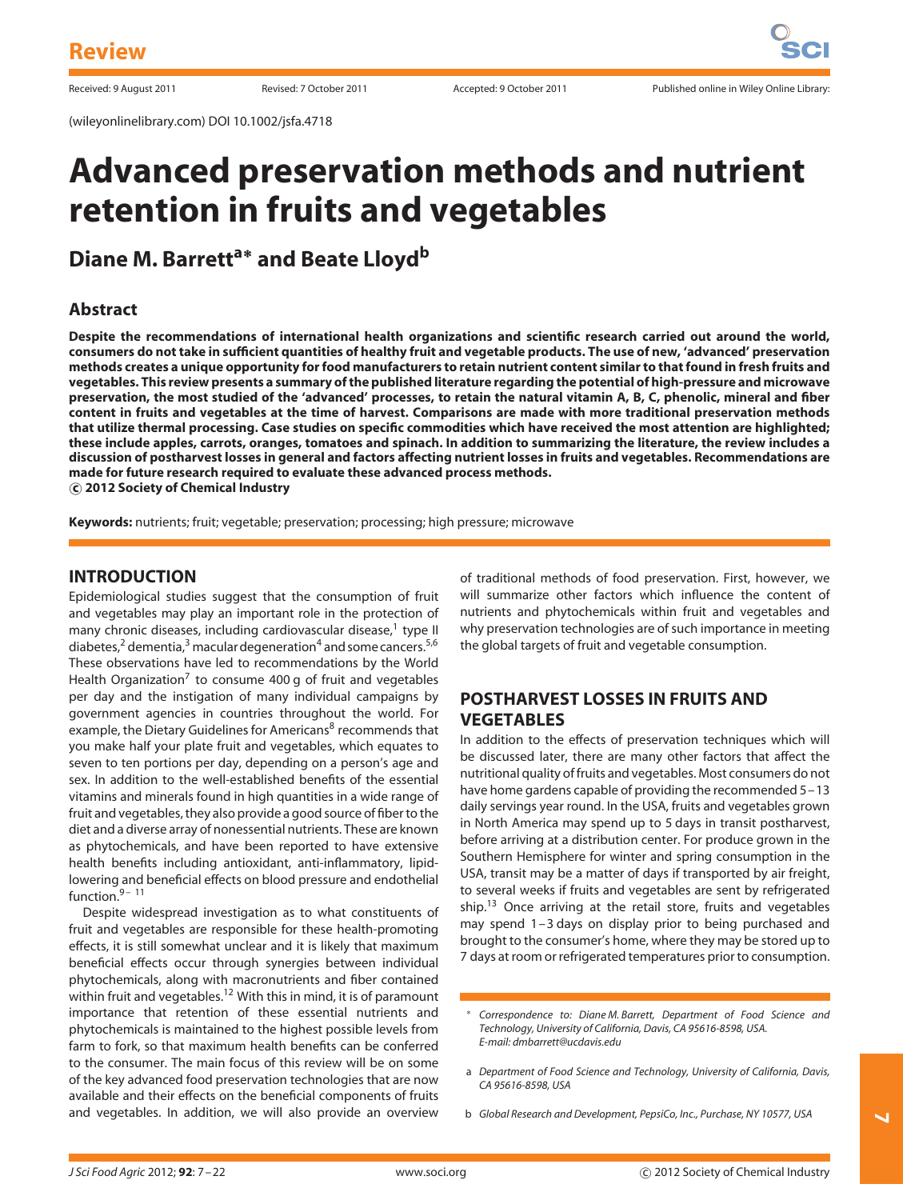Review

Received: 9 August 2011 Revised: 7 October 2011 Accepted: 9 October 2011 Published online in Wiley Online Library:

(wileyonlinelibrary.com) DOI 10.1002/jsfa.4718

# Advanced preservation methods and nutrient retention in fruits and vegetables

## Diane M. Barrett[a]* and Beate Lloyd[b]

### Abstract

**Despite the recommendations of international health organizations and scientific research carried out around the world, consumers do not take in sufficient quantities of healthy fruit and vegetable products. The use of new, 'advanced' preservation methods creates a unique opportunity for food manufacturers to retain nutrient content similar to that found in fresh fruits and vegetables. This review presents a summary of the published literature regarding the potential of high-pressure and microwave preservation, the most studied of the 'advanced' processes, to retain the natural vitamin A, B, C, phenolic, mineral and fiber content in fruits and vegetables at the time of harvest. Comparisons are made with more traditional preservation methods that utilize thermal processing. Case studies on specific commodities which have received the most attention are highlighted; these include apples, carrots, oranges, tomatoes and spinach. In addition to summarizing the literature, the review includes a discussion of postharvest losses in general and factors affecting nutrient losses in fruits and vegetables. Recommendations are made for future research required to evaluate these advanced process methods.**
**© 2012 Society of Chemical Industry**

**Keywords:** nutrients; fruit; vegetable; preservation; processing; high pressure; microwave

## INTRODUCTION

Epidemiological studies suggest that the consumption of fruit and vegetables may play an important role in the protection of many chronic diseases, including cardiovascular disease,[1] type II diabetes,[2] dementia,[3] macular degeneration[4] and some cancers.[5,6] These observations have led to recommendations by the World Health Organization[7] to consume 400 g of fruit and vegetables per day and the instigation of many individual campaigns by government agencies in countries throughout the world. For example, the Dietary Guidelines for Americans[8] recommends that you make half your plate fruit and vegetables, which equates to seven to ten portions per day, depending on a person's age and sex. In addition to the well-established benefits of the essential vitamins and minerals found in high quantities in a wide range of fruit and vegetables, they also provide a good source of fiber to the diet and a diverse array of nonessential nutrients. These are known as phytochemicals, and have been reported to have extensive health benefits including antioxidant, anti-inflammatory, lipid-lowering and beneficial effects on blood pressure and endothelial function.[9–11]

Despite widespread investigation as to what constituents of fruit and vegetables are responsible for these health-promoting effects, it is still somewhat unclear and it is likely that maximum beneficial effects occur through synergies between individual phytochemicals, along with macronutrients and fiber contained within fruit and vegetables.[12] With this in mind, it is of paramount importance that retention of these essential nutrients and phytochemicals is maintained to the highest possible levels from farm to fork, so that maximum health benefits can be conferred to the consumer. The main focus of this review will be on some of the key advanced food preservation technologies that are now available and their effects on the beneficial components of fruits and vegetables. In addition, we will also provide an overview of traditional methods of food preservation. First, however, we will summarize other factors which influence the content of nutrients and phytochemicals within fruit and vegetables and why preservation technologies are of such importance in meeting the global targets of fruit and vegetable consumption.

## POSTHARVEST LOSSES IN FRUITS AND VEGETABLES

In addition to the effects of preservation techniques which will be discussed later, there are many other factors that affect the nutritional quality of fruits and vegetables. Most consumers do not have home gardens capable of providing the recommended 5–13 daily servings year round. In the USA, fruits and vegetables grown in North America may spend up to 5 days in transit postharvest, before arriving at a distribution center. For produce grown in the Southern Hemisphere for winter and spring consumption in the USA, transit may be a matter of days if transported by air freight, to several weeks if fruits and vegetables are sent by refrigerated ship.[13] Once arriving at the retail store, fruits and vegetables may spend 1–3 days on display prior to being purchased and brought to the consumer's home, where they may be stored up to 7 days at room or refrigerated temperatures prior to consumption.

\* Correspondence to: Diane M. Barrett, Department of Food Science and Technology, University of California, Davis, CA 95616-8598, USA. E-mail: dmbarrett@ucdavis.edu

a Department of Food Science and Technology, University of California, Davis, CA 95616-8598, USA

b Global Research and Development, PepsiCo, Inc., Purchase, NY 10577, USA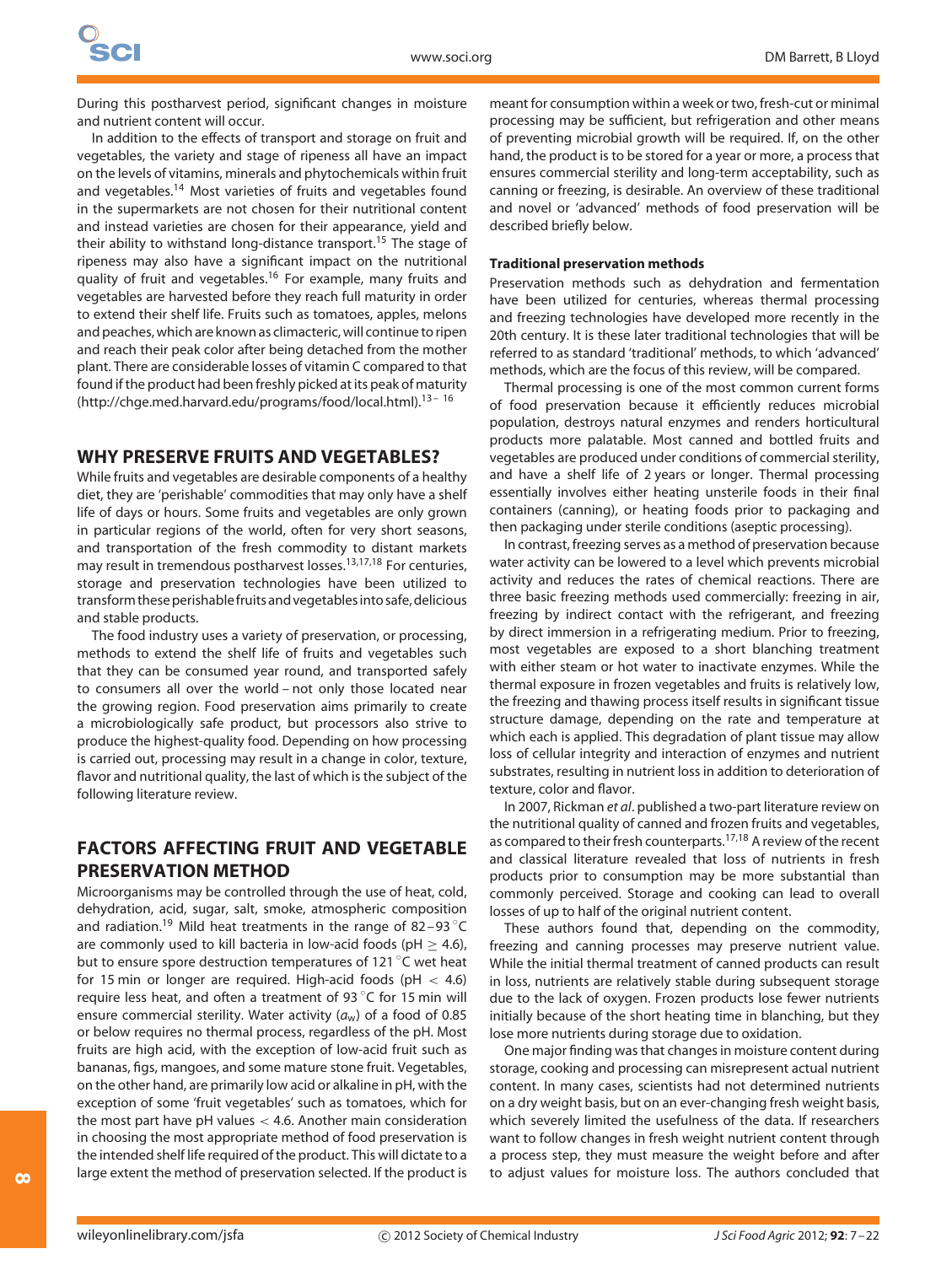During this postharvest period, significant changes in moisture and nutrient content will occur.

In addition to the effects of transport and storage on fruit and vegetables, the variety and stage of ripeness all have an impact on the levels of vitamins, minerals and phytochemicals within fruit and vegetables.[14] Most varieties of fruits and vegetables found in the supermarkets are not chosen for their nutritional content and instead varieties are chosen for their appearance, yield and their ability to withstand long-distance transport.[15] The stage of ripeness may also have a significant impact on the nutritional quality of fruit and vegetables.[16] For example, many fruits and vegetables are harvested before they reach full maturity in order to extend their shelf life. Fruits such as tomatoes, apples, melons and peaches, which are known as climacteric, will continue to ripen and reach their peak color after being detached from the mother plant. There are considerable losses of vitamin C compared to that found if the product had been freshly picked at its peak of maturity (http://chge.med.harvard.edu/programs/food/local.html).[13–16]

## WHY PRESERVE FRUITS AND VEGETABLES?

While fruits and vegetables are desirable components of a healthy diet, they are 'perishable' commodities that may only have a shelf life of days or hours. Some fruits and vegetables are only grown in particular regions of the world, often for very short seasons, and transportation of the fresh commodity to distant markets may result in tremendous postharvest losses.[13,17,18] For centuries, storage and preservation technologies have been utilized to transform these perishable fruits and vegetables into safe, delicious and stable products.

The food industry uses a variety of preservation, or processing, methods to extend the shelf life of fruits and vegetables such that they can be consumed year round, and transported safely to consumers all over the world – not only those located near the growing region. Food preservation aims primarily to create a microbiologically safe product, but processors also strive to produce the highest-quality food. Depending on how processing is carried out, processing may result in a change in color, texture, flavor and nutritional quality, the last of which is the subject of the following literature review.

## FACTORS AFFECTING FRUIT AND VEGETABLE PRESERVATION METHOD

Microorganisms may be controlled through the use of heat, cold, dehydration, acid, sugar, salt, smoke, atmospheric composition and radiation.[19] Mild heat treatments in the range of 82–93 °C are commonly used to kill bacteria in low-acid foods (pH $\geq$ 4.6), but to ensure spore destruction temperatures of 121 °C wet heat for 15 min or longer are required. High-acid foods (pH $<$ 4.6) require less heat, and often a treatment of 93 °C for 15 min will ensure commercial sterility. Water activity ($a_w$) of a food of 0.85 or below requires no thermal process, regardless of the pH. Most fruits are high acid, with the exception of low-acid fruit such as bananas, figs, mangoes, and some mature stone fruit. Vegetables, on the other hand, are primarily low acid or alkaline in pH, with the exception of some 'fruit vegetables' such as tomatoes, which for the most part have pH values $<$ 4.6. Another main consideration in choosing the most appropriate method of food preservation is the intended shelf life required of the product. This will dictate to a large extent the method of preservation selected. If the product is meant for consumption within a week or two, fresh-cut or minimal processing may be sufficient, but refrigeration and other means of preventing microbial growth will be required. If, on the other hand, the product is to be stored for a year or more, a process that ensures commercial sterility and long-term acceptability, such as canning or freezing, is desirable. An overview of these traditional and novel or 'advanced' methods of food preservation will be described briefly below.

### Traditional preservation methods

Preservation methods such as dehydration and fermentation have been utilized for centuries, whereas thermal processing and freezing technologies have developed more recently in the 20th century. It is these later traditional technologies that will be referred to as standard 'traditional' methods, to which 'advanced' methods, which are the focus of this review, will be compared.

Thermal processing is one of the most common current forms of food preservation because it efficiently reduces microbial population, destroys natural enzymes and renders horticultural products more palatable. Most canned and bottled fruits and vegetables are produced under conditions of commercial sterility, and have a shelf life of 2 years or longer. Thermal processing essentially involves either heating unsterile foods in their final containers (canning), or heating foods prior to packaging and then packaging under sterile conditions (aseptic processing).

In contrast, freezing serves as a method of preservation because water activity can be lowered to a level which prevents microbial activity and reduces the rates of chemical reactions. There are three basic freezing methods used commercially: freezing in air, freezing by indirect contact with the refrigerant, and freezing by direct immersion in a refrigerating medium. Prior to freezing, most vegetables are exposed to a short blanching treatment with either steam or hot water to inactivate enzymes. While the thermal exposure in frozen vegetables and fruits is relatively low, the freezing and thawing process itself results in significant tissue structure damage, depending on the rate and temperature at which each is applied. This degradation of plant tissue may allow loss of cellular integrity and interaction of enzymes and nutrient substrates, resulting in nutrient loss in addition to deterioration of texture, color and flavor.

In 2007, Rickman *et al*. published a two-part literature review on the nutritional quality of canned and frozen fruits and vegetables, as compared to their fresh counterparts.[17,18] A review of the recent and classical literature revealed that loss of nutrients in fresh products prior to consumption may be more substantial than commonly perceived. Storage and cooking can lead to overall losses of up to half of the original nutrient content.

These authors found that, depending on the commodity, freezing and canning processes may preserve nutrient value. While the initial thermal treatment of canned products can result in loss, nutrients are relatively stable during subsequent storage due to the lack of oxygen. Frozen products lose fewer nutrients initially because of the short heating time in blanching, but they lose more nutrients during storage due to oxidation.

One major finding was that changes in moisture content during storage, cooking and processing can misrepresent actual nutrient content. In many cases, scientists had not determined nutrients on a dry weight basis, but on an ever-changing fresh weight basis, which severely limited the usefulness of the data. If researchers want to follow changes in fresh weight nutrient content through a process step, they must measure the weight before and after to adjust values for moisture loss. The authors concluded that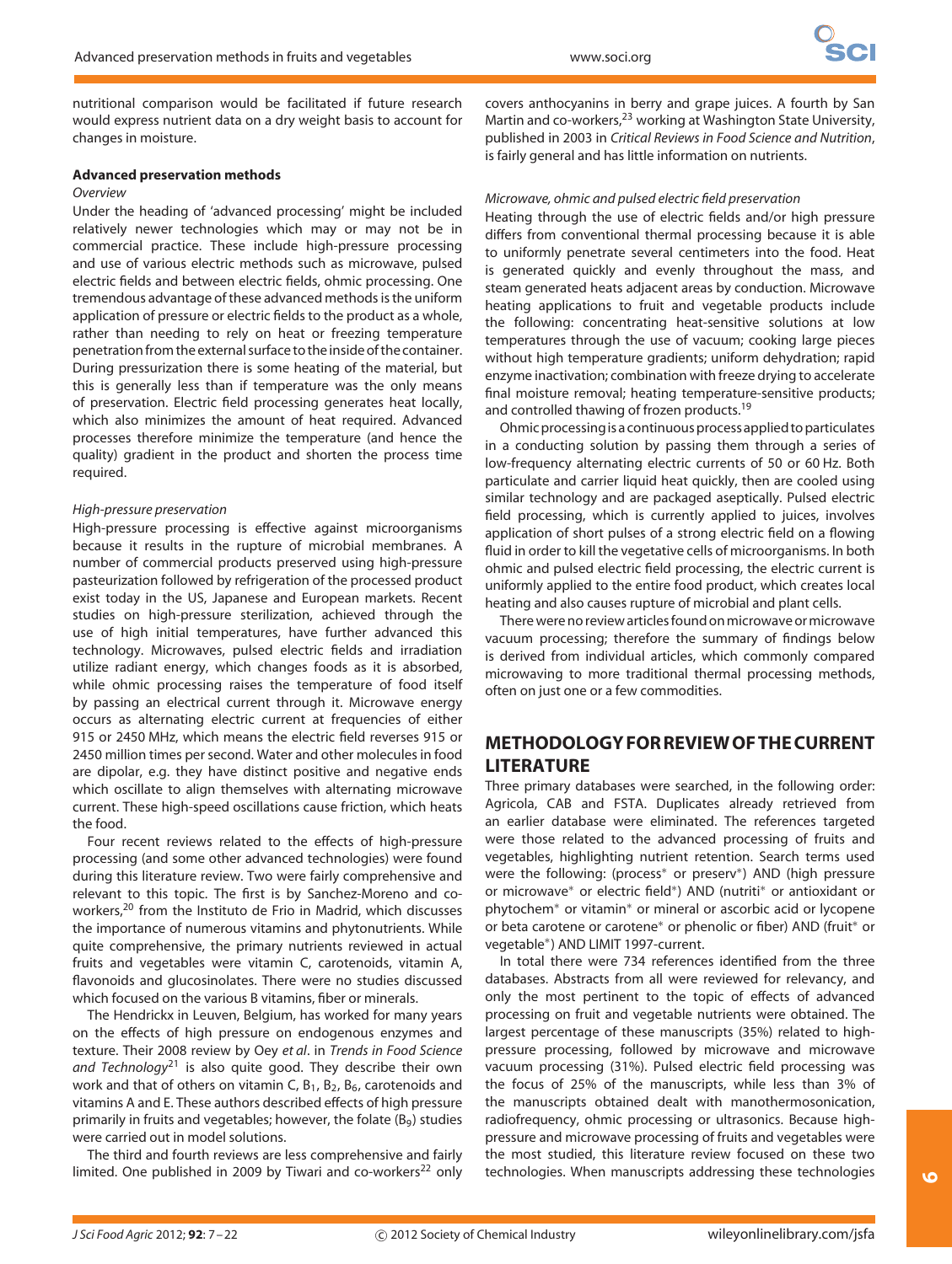nutritional comparison would be facilitated if future research would express nutrient data on a dry weight basis to account for changes in moisture.

**Advanced preservation methods**

*Overview*

Under the heading of 'advanced processing' might be included relatively newer technologies which may or may not be in commercial practice. These include high-pressure processing and use of various electric methods such as microwave, pulsed electric fields and between electric fields, ohmic processing. One tremendous advantage of these advanced methods is the uniform application of pressure or electric fields to the product as a whole, rather than needing to rely on heat or freezing temperature penetration from the external surface to the inside of the container. During pressurization there is some heating of the material, but this is generally less than if temperature was the only means of preservation. Electric field processing generates heat locally, which also minimizes the amount of heat required. Advanced processes therefore minimize the temperature (and hence the quality) gradient in the product and shorten the process time required.

*High-pressure preservation*

High-pressure processing is effective against microorganisms because it results in the rupture of microbial membranes. A number of commercial products preserved using high-pressure pasteurization followed by refrigeration of the processed product exist today in the US, Japanese and European markets. Recent studies on high-pressure sterilization, achieved through the use of high initial temperatures, have further advanced this technology. Microwaves, pulsed electric fields and irradiation utilize radiant energy, which changes foods as it is absorbed, while ohmic processing raises the temperature of food itself by passing an electrical current through it. Microwave energy occurs as alternating electric current at frequencies of either 915 or 2450 MHz, which means the electric field reverses 915 or 2450 million times per second. Water and other molecules in food are dipolar, e.g. they have distinct positive and negative ends which oscillate to align themselves with alternating microwave current. These high-speed oscillations cause friction, which heats the food.

Four recent reviews related to the effects of high-pressure processing (and some other advanced technologies) were found during this literature review. Two were fairly comprehensive and relevant to this topic. The first is by Sanchez-Moreno and co-workers,[20] from the Instituto de Frio in Madrid, which discusses the importance of numerous vitamins and phytonutrients. While quite comprehensive, the primary nutrients reviewed in actual fruits and vegetables were vitamin C, carotenoids, vitamin A, flavonoids and glucosinolates. There were no studies discussed which focused on the various B vitamins, fiber or minerals.

The Hendrickx in Leuven, Belgium, has worked for many years on the effects of high pressure on endogenous enzymes and texture. Their 2008 review by Oey *et al*. in *Trends in Food Science and Technology*[21] is also quite good. They describe their own work and that of others on vitamin C, $B_1$, $B_2$, $B_6$, carotenoids and vitamins A and E. These authors described effects of high pressure primarily in fruits and vegetables; however, the folate ($B_9$) studies were carried out in model solutions.

The third and fourth reviews are less comprehensive and fairly limited. One published in 2009 by Tiwari and co-workers[22] only covers anthocyanins in berry and grape juices. A fourth by San Martin and co-workers,[23] working at Washington State University, published in 2003 in *Critical Reviews in Food Science and Nutrition*, is fairly general and has little information on nutrients.

*Microwave, ohmic and pulsed electric field preservation*

Heating through the use of electric fields and/or high pressure differs from conventional thermal processing because it is able to uniformly penetrate several centimeters into the food. Heat is generated quickly and evenly throughout the mass, and steam generated heats adjacent areas by conduction. Microwave heating applications to fruit and vegetable products include the following: concentrating heat-sensitive solutions at low temperatures through the use of vacuum; cooking large pieces without high temperature gradients; uniform dehydration; rapid enzyme inactivation; combination with freeze drying to accelerate final moisture removal; heating temperature-sensitive products; and controlled thawing of frozen products.[19]

Ohmic processing is a continuous process applied to particulates in a conducting solution by passing them through a series of low-frequency alternating electric currents of 50 or 60 Hz. Both particulate and carrier liquid heat quickly, then are cooled using similar technology and are packaged aseptically. Pulsed electric field processing, which is currently applied to juices, involves application of short pulses of a strong electric field on a flowing fluid in order to kill the vegetative cells of microorganisms. In both ohmic and pulsed electric field processing, the electric current is uniformly applied to the entire food product, which creates local heating and also causes rupture of microbial and plant cells.

There were no review articles found on microwave or microwave vacuum processing; therefore the summary of findings below is derived from individual articles, which commonly compared microwaving to more traditional thermal processing methods, often on just one or a few commodities.

## METHODOLOGY FOR REVIEW OF THE CURRENT LITERATURE

Three primary databases were searched, in the following order: Agricola, CAB and FSTA. Duplicates already retrieved from an earlier database were eliminated. The references targeted were those related to the advanced processing of fruits and vegetables, highlighting nutrient retention. Search terms used were the following: (process* or preserv*) AND (high pressure or microwave* or electric field*) AND (nutriti* or antioxidant or phytochem* or vitamin* or mineral or ascorbic acid or lycopene or beta carotene or carotene* or phenolic or fiber) AND (fruit* or vegetable*) AND LIMIT 1997-current.

In total there were 734 references identified from the three databases. Abstracts from all were reviewed for relevancy, and only the most pertinent to the topic of effects of advanced processing on fruit and vegetable nutrients were obtained. The largest percentage of these manuscripts (35%) related to high-pressure processing, followed by microwave and microwave vacuum processing (31%). Pulsed electric field processing was the focus of 25% of the manuscripts, while less than 3% of the manuscripts obtained dealt with manothermosonication, radiofrequency, ohmic processing or ultrasonics. Because high-pressure and microwave processing of fruits and vegetables were the most studied, this literature review focused on these two technologies. When manuscripts addressing these technologies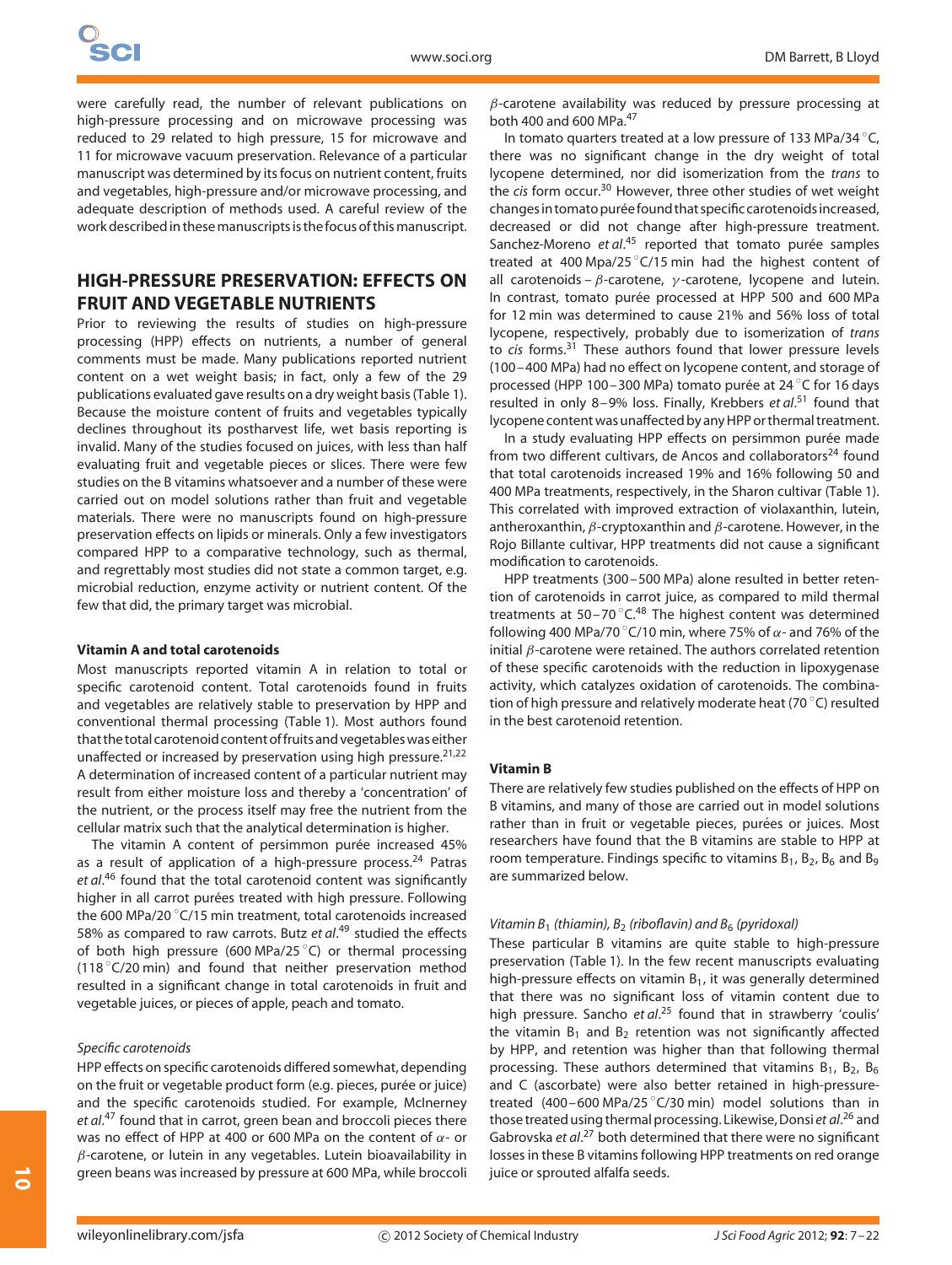were carefully read, the number of relevant publications on high-pressure processing and on microwave processing was reduced to 29 related to high pressure, 15 for microwave and 11 for microwave vacuum preservation. Relevance of a particular manuscript was determined by its focus on nutrient content, fruits and vegetables, high-pressure and/or microwave processing, and adequate description of methods used. A careful review of the work described in these manuscripts is the focus of this manuscript.

## HIGH-PRESSURE PRESERVATION: EFFECTS ON FRUIT AND VEGETABLE NUTRIENTS

Prior to reviewing the results of studies on high-pressure processing (HPP) effects on nutrients, a number of general comments must be made. Many publications reported nutrient content on a wet weight basis; in fact, only a few of the 29 publications evaluated gave results on a dry weight basis (Table 1). Because the moisture content of fruits and vegetables typically declines throughout its postharvest life, wet basis reporting is invalid. Many of the studies focused on juices, with less than half evaluating fruit and vegetable pieces or slices. There were few studies on the B vitamins whatsoever and a number of these were carried out on model solutions rather than fruit and vegetable materials. There were no manuscripts found on high-pressure preservation effects on lipids or minerals. Only a few investigators compared HPP to a comparative technology, such as thermal, and regrettably most studies did not state a common target, e.g. microbial reduction, enzyme activity or nutrient content. Of the few that did, the primary target was microbial.

### Vitamin A and total carotenoids

Most manuscripts reported vitamin A in relation to total or specific carotenoid content. Total carotenoids found in fruits and vegetables are relatively stable to preservation by HPP and conventional thermal processing (Table 1). Most authors found that the total carotenoid content of fruits and vegetables was either unaffected or increased by preservation using high pressure.[21,22] A determination of increased content of a particular nutrient may result from either moisture loss and thereby a 'concentration' of the nutrient, or the process itself may free the nutrient from the cellular matrix such that the analytical determination is higher.

The vitamin A content of persimmon purée increased 45% as a result of application of a high-pressure process.[24] Patras *et al*.[46] found that the total carotenoid content was significantly higher in all carrot purées treated with high pressure. Following the 600 MPa/20 °C/15 min treatment, total carotenoids increased 58% as compared to raw carrots. Butz *et al*.[49] studied the effects of both high pressure (600 MPa/25 °C) or thermal processing (118 °C/20 min) and found that neither preservation method resulted in a significant change in total carotenoids in fruit and vegetable juices, or pieces of apple, peach and tomato.

#### *Specific carotenoids*

HPP effects on specific carotenoids differed somewhat, depending on the fruit or vegetable product form (e.g. pieces, purée or juice) and the specific carotenoids studied. For example, McInerney *et al*.[47] found that in carrot, green bean and broccoli pieces there was no effect of HPP at 400 or 600 MPa on the content of $\alpha$- or $\beta$-carotene, or lutein in any vegetables. Lutein bioavailability in green beans was increased by pressure at 600 MPa, while broccoli $\beta$-carotene availability was reduced by pressure processing at both 400 and 600 MPa.[47]

In tomato quarters treated at a low pressure of 133 MPa/34 °C, there was no significant change in the dry weight of total lycopene determined, nor did isomerization from the *trans* to the *cis* form occur.[30] However, three other studies of wet weight changes in tomato purée found that specific carotenoids increased, decreased or did not change after high-pressure treatment. Sanchez-Moreno *et al*.[45] reported that tomato purée samples treated at 400 Mpa/25 °C/15 min had the highest content of all carotenoids – $\beta$-carotene, $\gamma$-carotene, lycopene and lutein. In contrast, tomato purée processed at HPP 500 and 600 MPa for 12 min was determined to cause 21% and 56% loss of total lycopene, respectively, probably due to isomerization of *trans* to *cis* forms.[31] These authors found that lower pressure levels (100–400 MPa) had no effect on lycopene content, and storage of processed (HPP 100–300 MPa) tomato purée at 24 °C for 16 days resulted in only 8–9% loss. Finally, Krebbers *et al*.[51] found that lycopene content was unaffected by any HPP or thermal treatment.

In a study evaluating HPP effects on persimmon purée made from two different cultivars, de Ancos and collaborators[24] found that total carotenoids increased 19% and 16% following 50 and 400 MPa treatments, respectively, in the Sharon cultivar (Table 1). This correlated with improved extraction of violaxanthin, lutein, antheroxanthin, $\beta$-cryptoxanthin and $\beta$-carotene. However, in the Rojo Billante cultivar, HPP treatments did not cause a significant modification to carotenoids.

HPP treatments (300–500 MPa) alone resulted in better retention of carotenoids in carrot juice, as compared to mild thermal treatments at 50–70 °C.[48] The highest content was determined following 400 MPa/70 °C/10 min, where 75% of $\alpha$- and 76% of the initial $\beta$-carotene were retained. The authors correlated retention of these specific carotenoids with the reduction in lipoxygenase activity, which catalyzes oxidation of carotenoids. The combination of high pressure and relatively moderate heat (70 °C) resulted in the best carotenoid retention.

### Vitamin B

There are relatively few studies published on the effects of HPP on B vitamins, and many of those are carried out in model solutions rather than in fruit or vegetable pieces, purées or juices. Most researchers have found that the B vitamins are stable to HPP at room temperature. Findings specific to vitamins $B_1$, $B_2$, $B_6$ and $B_9$ are summarized below.

#### *Vitamin $B_1$ (thiamin), $B_2$ (riboflavin) and $B_6$ (pyridoxal)*

These particular B vitamins are quite stable to high-pressure preservation (Table 1). In the few recent manuscripts evaluating high-pressure effects on vitamin $B_1$, it was generally determined that there was no significant loss of vitamin content due to high pressure. Sancho *et al*.[25] found that in strawberry 'coulis' the vitamin $B_1$ and $B_2$ retention was not significantly affected by HPP, and retention was higher than that following thermal processing. These authors determined that vitamins $B_1$, $B_2$, $B_6$ and C (ascorbate) were also better retained in high-pressure-treated (400–600 MPa/25 °C/30 min) model solutions than in those treated using thermal processing. Likewise, Donsi *et al*.[26] and Gabrovska *et al*.[27] both determined that there were no significant losses in these B vitamins following HPP treatments on red orange juice or sprouted alfalfa seeds.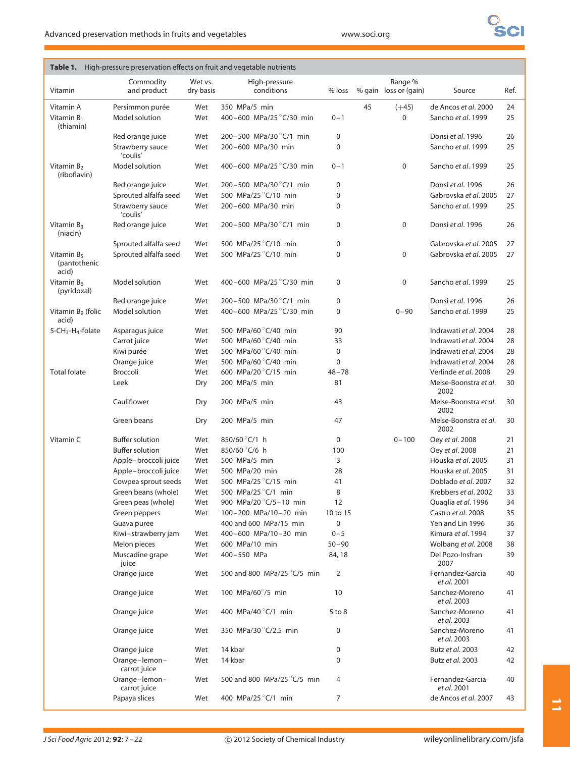**Table 1.** High-pressure preservation effects on fruit and vegetable nutrients

| Vitamin | Commodity and product | Wet vs. dry basis | High-pressure conditions | % loss | % gain | Range % loss or (gain) | Source | Ref. |
|---|---|---|---|---|---|---|---|---|
| Vitamin A | Persimmon purée | Wet | 350 MPa/5 min | | 45 | (+45) | de Ancos *et al.* 2000 | 24 |
| Vitamin $B_1$ (thiamin) | Model solution | Wet | 400–600 MPa/25 °C/30 min | 0–1 | | 0 | Sancho *et al.* 1999 | 25 |
| | Red orange juice | Wet | 200–500 MPa/30 °C/1 min | 0 | | | Donsi *et al.* 1996 | 26 |
| | Strawberry sauce 'coulis' | Wet | 200–600 MPa/30 min | 0 | | | Sancho *et al.* 1999 | 25 |
| Vitamin $B_2$ (riboflavin) | Model solution | Wet | 400–600 MPa/25 °C/30 min | 0–1 | | 0 | Sancho *et al.* 1999 | 25 |
| | Red orange juice | Wet | 200–500 MPa/30 °C/1 min | 0 | | | Donsi *et al.* 1996 | 26 |
| | Sprouted alfalfa seed | Wet | 500 MPa/25 °C/10 min | 0 | | | Gabrovska *et al.* 2005 | 27 |
| | Strawberry sauce 'coulis' | Wet | 200–600 MPa/30 min | 0 | | | Sancho *et al.* 1999 | 25 |
| Vitamin $B_3$ (niacin) | Red orange juice | Wet | 200–500 MPa/30 °C/1 min | 0 | | 0 | Donsi *et al.* 1996 | 26 |
| | Sprouted alfalfa seed | Wet | 500 MPa/25 °C/10 min | 0 | | | Gabrovska *et al.* 2005 | 27 |
| Vitamin $B_5$ (pantothenic acid) | Sprouted alfalfa seed | Wet | 500 MPa/25 °C/10 min | 0 | | 0 | Gabrovska *et al.* 2005 | 27 |
| Vitamin $B_6$ (pyridoxal) | Model solution | Wet | 400–600 MPa/25 °C/30 min | 0 | | 0 | Sancho *et al.* 1999 | 25 |
| | Red orange juice | Wet | 200–500 MPa/30 °C/1 min | 0 | | | Donsi *et al.* 1996 | 26 |
| Vitamin $B_9$ (folic acid) | Model solution | Wet | 400–600 MPa/25 °C/30 min | 0 | | 0–90 | Sancho *et al.* 1999 | 25 |
| 5-$CH_3$-$H_4$-folate | Asparagus juice | Wet | 500 MPa/60 °C/40 min | 90 | | | Indrawati *et al.* 2004 | 28 |
| | Carrot juice | Wet | 500 MPa/60 °C/40 min | 33 | | | Indrawati *et al.* 2004 | 28 |
| | Kiwi purée | Wet | 500 MPa/60 °C/40 min | 0 | | | Indrawati *et al.* 2004 | 28 |
| | Orange juice | Wet | 500 MPa/60 °C/40 min | 0 | | | Indrawati *et al.* 2004 | 28 |
| Total folate | Broccoli | Wet | 600 MPa/20 °C/15 min | 48–78 | | | Verlinde *et al.* 2008 | 29 |
| | Leek | Dry | 200 MPa/5 min | 81 | | | Melse-Boonstra *et al.* 2002 | 30 |
| | Cauliflower | Dry | 200 MPa/5 min | 43 | | | Melse-Boonstra *et al.* 2002 | 30 |
| | Green beans | Dry | 200 MPa/5 min | 47 | | | Melse-Boonstra *et al.* 2002 | 30 |
| Vitamin C | Buffer solution | Wet | 850/60 °C/1 h | 0 | | 0–100 | Oey *et al.* 2008 | 21 |
| | Buffer solution | Wet | 850/60 °C/6 h | 100 | | | Oey *et al.* 2008 | 21 |
| | Apple–broccoli juice | Wet | 500 MPa/5 min | 3 | | | Houska *et al.* 2005 | 31 |
| | Apple–broccoli juice | Wet | 500 MPa/20 min | 28 | | | Houska *et al.* 2005 | 31 |
| | Cowpea sprout seeds | Wet | 500 MPa/25 °C/15 min | 41 | | | Doblado *et al.* 2007 | 32 |
| | Green beans (whole) | Wet | 500 MPa/25 °C/1 min | 8 | | | Krebbers *et al.* 2002 | 33 |
| | Green peas (whole) | Wet | 900 MPa/20 °C/5–10 min | 12 | | | Quaglia *et al.* 1996 | 34 |
| | Green peppers | Wet | 100–200 MPa/10–20 min | 10 to 15 | | | Castro *et al.* 2008 | 35 |
| | Guava puree | | 400 and 600 MPa/15 min | 0 | | | Yen and Lin 1996 | 36 |
| | Kiwi–strawberry jam | Wet | 400–600 MPa/10–30 min | 0–5 | | | Kimura *et al.* 1994 | 37 |
| | Melon pieces | Wet | 600 MPa/10 min | 50–90 | | | Wolbang *et al.* 2008 | 38 |
| | Muscadine grape juice | Wet | 400–550 MPa | 84, 18 | | | Del Pozo-Insfran 2007 | 39 |
| | Orange juice | Wet | 500 and 800 MPa/25 °C/5 min | 2 | | | Fernandez-Garcia *et al.* 2001 | 40 |
| | Orange juice | Wet | 100 MPa/60°/5 min | 10 | | | Sanchez-Moreno *et al.* 2003 | 41 |
| | Orange juice | Wet | 400 MPa/40 °C/1 min | 5 to 8 | | | Sanchez-Moreno *et al.* 2003 | 41 |
| | Orange juice | Wet | 350 MPa/30 °C/2.5 min | 0 | | | Sanchez-Moreno *et al.* 2003 | 41 |
| | Orange juice | Wet | 14 kbar | 0 | | | Butz *et al.* 2003 | 42 |
| | Orange–lemon–carrot juice | Wet | 14 kbar | 0 | | | Butz *et al.* 2003 | 42 |
| | Orange–lemon–carrot juice | Wet | 500 and 800 MPa/25 °C/5 min | 4 | | | Fernandez-Garcia *et al.* 2001 | 40 |
| | Papaya slices | Wet | 400 MPa/25 °C/1 min | 7 | | | de Ancos *et al.* 2007 | 43 |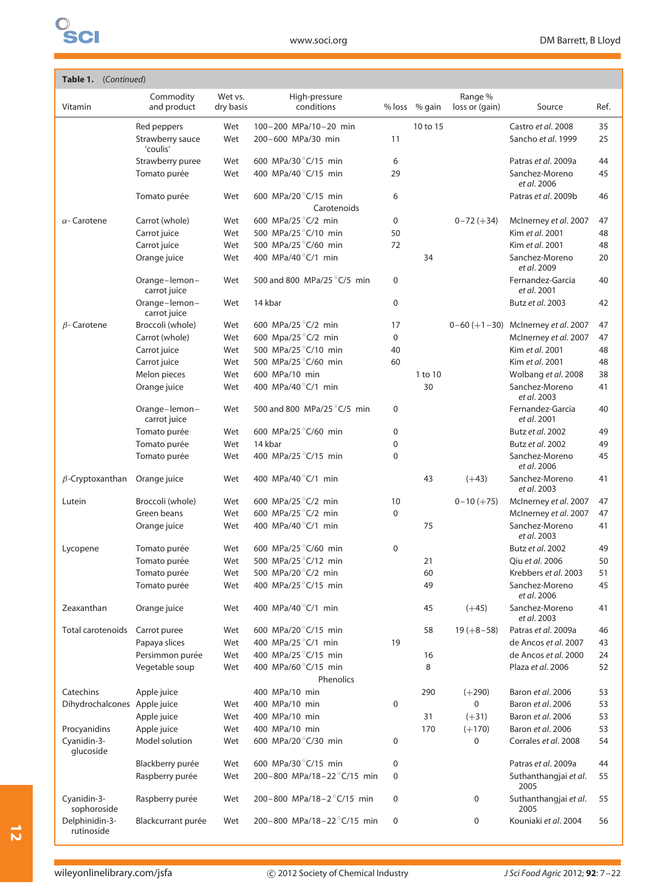**Table 1.** (*Continued*)

| Vitamin | Commodity and product | Wet vs. dry basis | High-pressure conditions | % loss | % gain | Range % loss or (gain) | Source | Ref. |
|---|---|---|---|---|---|---|---|---|
| | Red peppers | Wet | 100–200 MPa/10–20 min | | 10 to 15 | | Castro *et al*. 2008 | 35 |
| | Strawberry sauce 'coulis' | Wet | 200–600 MPa/30 min | 11 | | | Sancho *et al*. 1999 | 25 |
| | Strawberry puree | Wet | 600 MPa/30 °C/15 min | 6 | | | Patras *et al*. 2009a | 44 |
| | Tomato purée | Wet | 400 MPa/40 °C/15 min | 29 | | | Sanchez-Moreno *et al*. 2006 | 45 |
| | Tomato purée | Wet | 600 MPa/20 °C/15 min | 6 | | | Patras *et al*. 2009b | 46 |
| | | | Carotenoids | | | | | |
| α- Carotene | Carrot (whole) | Wet | 600 MPa/25 °C/2 min | 0 | | 0–72 (+34) | McInerney *et al*. 2007 | 47 |
| | Carrot juice | Wet | 500 MPa/25 °C/10 min | 50 | | | Kim *et al*. 2001 | 48 |
| | Carrot juice | Wet | 500 MPa/25 °C/60 min | 72 | | | Kim *et al*. 2001 | 48 |
| | Orange juice | Wet | 400 MPa/40 °C/1 min | | 34 | | Sanchez-Moreno *et al*. 2009 | 20 |
| | Orange–lemon–carrot juice | Wet | 500 and 800 MPa/25 °C/5 min | 0 | | | Fernandez-Garcia *et al*. 2001 | 40 |
| | Orange–lemon–carrot juice | Wet | 14 kbar | 0 | | | Butz *et al*. 2003 | 42 |
| β- Carotene | Broccoli (whole) | Wet | 600 MPa/25 °C/2 min | 17 | | 0–60 (+1–30) | McInerney *et al*. 2007 | 47 |
| | Carrot (whole) | Wet | 600 Mpa/25 °C/2 min | 0 | | | McInerney *et al*. 2007 | 47 |
| | Carrot juice | Wet | 500 MPa/25 °C/10 min | 40 | | | Kim *et al*. 2001 | 48 |
| | Carrot juice | Wet | 500 MPa/25 °C/60 min | 60 | | | Kim *et al*. 2001 | 48 |
| | Melon pieces | Wet | 600 MPa/10 min | | 1 to 10 | | Wolbang *et al*. 2008 | 38 |
| | Orange juice | Wet | 400 MPa/40 °C/1 min | | 30 | | Sanchez-Moreno *et al*. 2003 | 41 |
| | Orange–lemon–carrot juice | Wet | 500 and 800 MPa/25 °C/5 min | 0 | | | Fernandez-Garcia *et al*. 2001 | 40 |
| | Tomato purée | Wet | 600 MPa/25 °C/60 min | 0 | | | Butz *et al*. 2002 | 49 |
| | Tomato purée | Wet | 14 kbar | 0 | | | Butz *et al*. 2002 | 49 |
| | Tomato purée | Wet | 400 MPa/25 °C/15 min | 0 | | | Sanchez-Moreno *et al*. 2006 | 45 |
| β-Cryptoxanthan | Orange juice | Wet | 400 MPa/40 °C/1 min | | 43 | (+43) | Sanchez-Moreno *et al*. 2003 | 41 |
| Lutein | Broccoli (whole) | Wet | 600 MPa/25 °C/2 min | 10 | | 0–10 (+75) | McInerney *et al*. 2007 | 47 |
| | Green beans | Wet | 600 MPa/25 °C/2 min | 0 | | | McInerney *et al*. 2007 | 47 |
| | Orange juice | Wet | 400 MPa/40 °C/1 min | | 75 | | Sanchez-Moreno *et al*. 2003 | 41 |
| Lycopene | Tomato purée | Wet | 600 MPa/25 °C/60 min | 0 | | | Butz *et al*. 2002 | 49 |
| | Tomato purée | Wet | 500 MPa/25 °C/12 min | | 21 | | Qiu *et al*. 2006 | 50 |
| | Tomato purée | Wet | 500 MPa/20 °C/2 min | | 60 | | Krebbers *et al*. 2003 | 51 |
| | Tomato purée | Wet | 400 MPa/25 °C/15 min | | 49 | | Sanchez-Moreno *et al*. 2006 | 45 |
| Zeaxanthan | Orange juice | Wet | 400 MPa/40 °C/1 min | | 45 | (+45) | Sanchez-Moreno *et al*. 2003 | 41 |
| Total carotenoids | Carrot puree | Wet | 600 MPa/20 °C/15 min | | 58 | 19 (+8–58) | Patras *et al*. 2009a | 46 |
| | Papaya slices | Wet | 400 MPa/25 °C/1 min | 19 | | | de Ancos *et al*. 2007 | 43 |
| | Persimmon purée | Wet | 400 MPa/25 °C/15 min | | 16 | | de Ancos *et al*. 2000 | 24 |
| | Vegetable soup | Wet | 400 MPa/60 °C/15 min | | 8 | | Plaza *et al*. 2006 | 52 |
| | | | Phenolics | | | | | |
| Catechins | Apple juice | | 400 MPa/10 min | | 290 | (+290) | Baron *et al*. 2006 | 53 |
| Dihydrochalcones | Apple juice | Wet | 400 MPa/10 min | 0 | | 0 | Baron *et al*. 2006 | 53 |
| | Apple juice | Wet | 400 MPa/10 min | | 31 | (+31) | Baron *et al*. 2006 | 53 |
| Procyanidins | Apple juice | Wet | 400 MPa/10 min | | 170 | (+170) | Baron *et al*. 2006 | 53 |
| Cyanidin-3-glucoside | Model solution | Wet | 600 MPa/20 °C/30 min | 0 | | 0 | Corrales *et al*. 2008 | 54 |
| | Blackberry purée | Wet | 600 MPa/30 °C/15 min | 0 | | | Patras *et al*. 2009a | 44 |
| | Raspberry purée | Wet | 200–800 MPa/18–22 °C/15 min | 0 | | | Suthanthangjai *et al*. 2005 | 55 |
| Cyanidin-3-sophoroside | Raspberry purée | Wet | 200–800 MPa/18–2 °C/15 min | 0 | | 0 | Suthanthangjai *et al*. 2005 | 55 |
| Delphinidin-3-rutinoside | Blackcurrant purée | Wet | 200–800 MPa/18–22 °C/15 min | 0 | | 0 | Kouniaki *et al*. 2004 | 56 |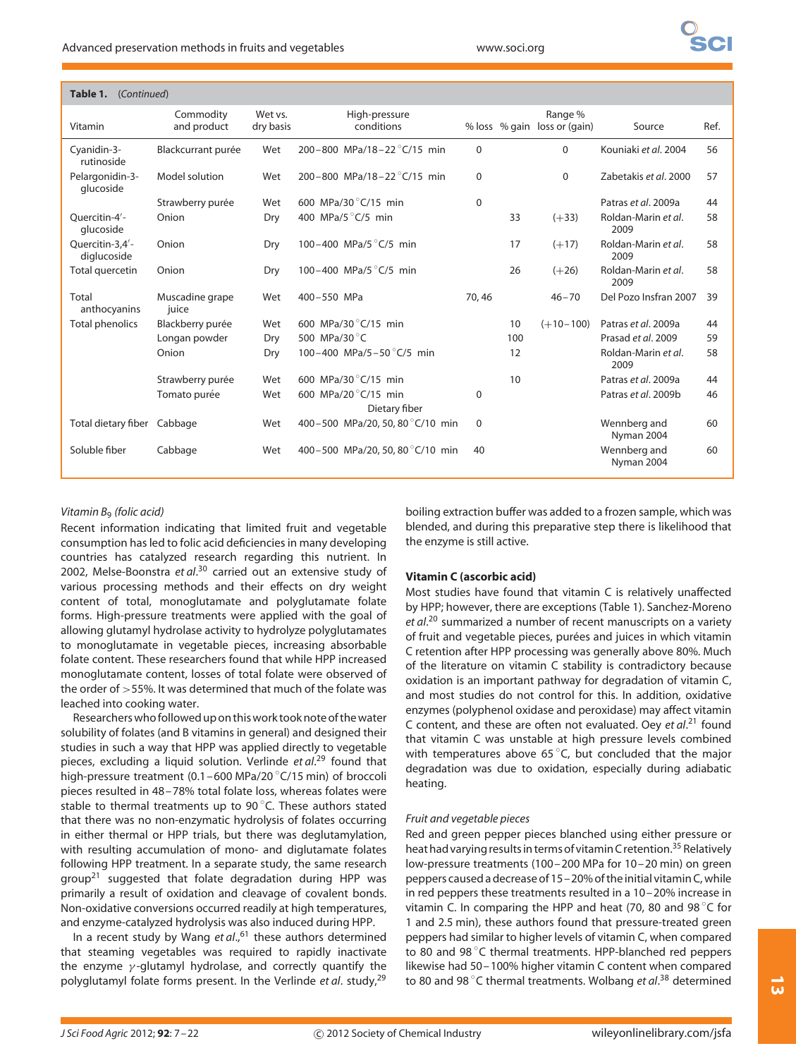**Table 1.** (*Continued*)

| Vitamin | Commodity and product | Wet vs. dry basis | High-pressure conditions | % loss | % gain | Range % loss or (gain) | Source | Ref. |
|---|---|---|---|---|---|---|---|---|
| Cyanidin-3-rutinoside | Blackcurrant purée | Wet | 200–800 MPa/18–22 °C/15 min | 0 | | 0 | Kouniaki *et al.* 2004 | 56 |
| Pelargonidin-3-glucoside | Model solution | Wet | 200–800 MPa/18–22 °C/15 min | 0 | | 0 | Zabetakis *et al.* 2000 | 57 |
| | Strawberry purée | Wet | 600 MPa/30 °C/15 min | 0 | | | Patras *et al.* 2009a | 44 |
| Quercitin-4′-glucoside | Onion | Dry | 400 MPa/5 °C/5 min | | 33 | (+33) | Roldan-Marin *et al.* 2009 | 58 |
| Quercitin-3,4′-diglucoside | Onion | Dry | 100–400 MPa/5 °C/5 min | | 17 | (+17) | Roldan-Marin *et al.* 2009 | 58 |
| Total quercetin | Onion | Dry | 100–400 MPa/5 °C/5 min | | 26 | (+26) | Roldan-Marin *et al.* 2009 | 58 |
| Total anthocyanins | Muscadine grape juice | Wet | 400–550 MPa | 70, 46 | | 46–70 | Del Pozo Insfran 2007 | 39 |
| Total phenolics | Blackberry purée | Wet | 600 MPa/30 °C/15 min | | 10 | (+10–100) | Patras *et al.* 2009a | 44 |
| | Longan powder | Dry | 500 MPa/30 °C | | 100 | | Prasad *et al.* 2009 | 59 |
| | Onion | Dry | 100–400 MPa/5–50 °C/5 min | | 12 | | Roldan-Marin *et al.* 2009 | 58 |
| | Strawberry purée | Wet | 600 MPa/30 °C/15 min | | 10 | | Patras *et al.* 2009a | 44 |
| | Tomato purée | Wet | 600 MPa/20 °C/15 min | 0 | | | Patras *et al.* 2009b | 46 |
| | | | Dietary fiber | | | | | |
| Total dietary fiber | Cabbage | Wet | 400–500 MPa/20, 50, 80 °C/10 min | 0 | | | Wennberg and Nyman 2004 | 60 |
| Soluble fiber | Cabbage | Wet | 400–500 MPa/20, 50, 80 °C/10 min | 40 | | | Wennberg and Nyman 2004 | 60 |

*Vitamin B₉ (folic acid)*

Recent information indicating that limited fruit and vegetable consumption has led to folic acid deficiencies in many developing countries has catalyzed research regarding this nutrient. In 2002, Melse-Boonstra *et al.*[30] carried out an extensive study of various processing methods and their effects on dry weight content of total, monoglutamate and polyglutamate folate forms. High-pressure treatments were applied with the goal of allowing glutamyl hydrolase activity to hydrolyze polyglutamates to monoglutamate in vegetable pieces, increasing absorbable folate content. These researchers found that while HPP increased monoglutamate content, losses of total folate were observed of the order of >55%. It was determined that much of the folate was leached into cooking water.

Researchers who followed up on this work took note of the water solubility of folates (and B vitamins in general) and designed their studies in such a way that HPP was applied directly to vegetable pieces, excluding a liquid solution. Verlinde *et al.*[29] found that high-pressure treatment (0.1–600 MPa/20 °C/15 min) of broccoli pieces resulted in 48–78% total folate loss, whereas folates were stable to thermal treatments up to 90 °C. These authors stated that there was no non-enzymatic hydrolysis of folates occurring in either thermal or HPP trials, but there was deglutamylation, with resulting accumulation of mono- and diglutamate folates following HPP treatment. In a separate study, the same research group[21] suggested that folate degradation during HPP was primarily a result of oxidation and cleavage of covalent bonds. Non-oxidative conversions occurred readily at high temperatures, and enzyme-catalyzed hydrolysis was also induced during HPP.

In a recent study by Wang *et al.*,[61] these authors determined that steaming vegetables was required to rapidly inactivate the enzyme $\gamma$-glutamyl hydrolase, and correctly quantify the polyglutamyl folate forms present. In the Verlinde *et al.* study,[29] boiling extraction buffer was added to a frozen sample, which was blended, and during this preparative step there is likelihood that the enzyme is still active.

**Vitamin C (ascorbic acid)**

Most studies have found that vitamin C is relatively unaffected by HPP; however, there are exceptions (Table 1). Sanchez-Moreno *et al.*[20] summarized a number of recent manuscripts on a variety of fruit and vegetable pieces, purées and juices in which vitamin C retention after HPP processing was generally above 80%. Much of the literature on vitamin C stability is contradictory because oxidation is an important pathway for degradation of vitamin C, and most studies do not control for this. In addition, oxidative enzymes (polyphenol oxidase and peroxidase) may affect vitamin C content, and these are often not evaluated. Oey *et al.*[21] found that vitamin C was unstable at high pressure levels combined with temperatures above 65 °C, but concluded that the major degradation was due to oxidation, especially during adiabatic heating.

*Fruit and vegetable pieces*

Red and green pepper pieces blanched using either pressure or heat had varying results in terms of vitamin C retention.[35] Relatively low-pressure treatments (100–200 MPa for 10–20 min) on green peppers caused a decrease of 15–20% of the initial vitamin C, while in red peppers these treatments resulted in a 10–20% increase in vitamin C. In comparing the HPP and heat (70, 80 and 98 °C for 1 and 2.5 min), these authors found that pressure-treated green peppers had similar to higher levels of vitamin C, when compared to 80 and 98 °C thermal treatments. HPP-blanched red peppers likewise had 50–100% higher vitamin C content when compared to 80 and 98 °C thermal treatments. Wolbang *et al.*[38] determined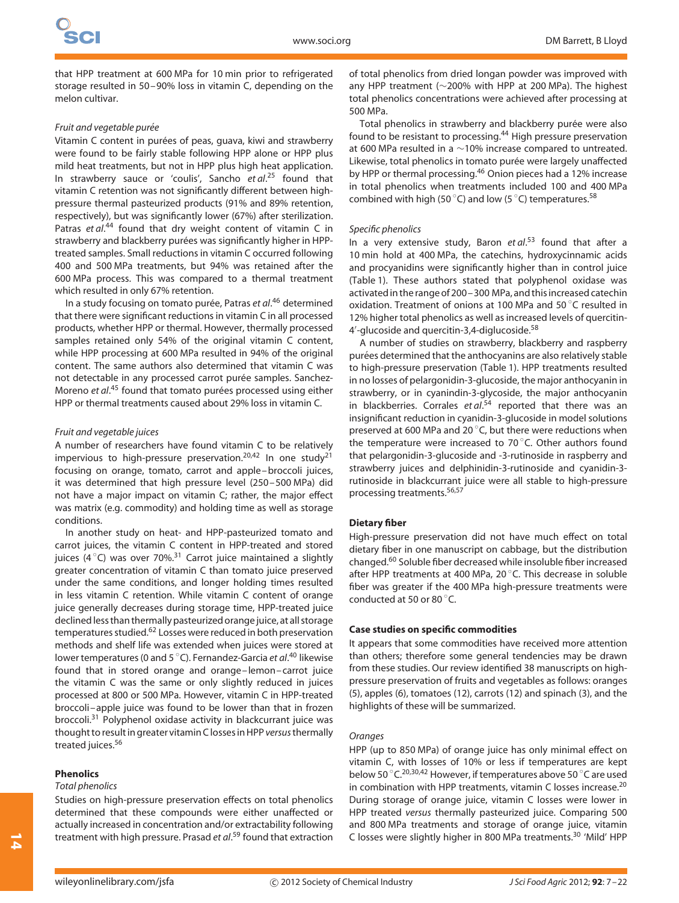that HPP treatment at 600 MPa for 10 min prior to refrigerated storage resulted in 50–90% loss in vitamin C, depending on the melon cultivar.

*Fruit and vegetable purée*

Vitamin C content in purées of peas, guava, kiwi and strawberry were found to be fairly stable following HPP alone or HPP plus mild heat treatments, but not in HPP plus high heat application. In strawberry sauce or 'coulis', Sancho *et al.*[25] found that vitamin C retention was not significantly different between high-pressure thermal pasteurized products (91% and 89% retention, respectively), but was significantly lower (67%) after sterilization. Patras *et al.*[44] found that dry weight content of vitamin C in strawberry and blackberry purées was significantly higher in HPP-treated samples. Small reductions in vitamin C occurred following 400 and 500 MPa treatments, but 94% was retained after the 600 MPa process. This was compared to a thermal treatment which resulted in only 67% retention.

In a study focusing on tomato purée, Patras *et al.*[46] determined that there were significant reductions in vitamin C in all processed products, whether HPP or thermal. However, thermally processed samples retained only 54% of the original vitamin C content, while HPP processing at 600 MPa resulted in 94% of the original content. The same authors also determined that vitamin C was not detectable in any processed carrot purée samples. Sanchez-Moreno *et al.*[45] found that tomato purées processed using either HPP or thermal treatments caused about 29% loss in vitamin C.

*Fruit and vegetable juices*

A number of researchers have found vitamin C to be relatively impervious to high-pressure preservation.[20,42] In one study[21] focusing on orange, tomato, carrot and apple–broccoli juices, it was determined that high pressure level (250–500 MPa) did not have a major impact on vitamin C; rather, the major effect was matrix (e.g. commodity) and holding time as well as storage conditions.

In another study on heat- and HPP-pasteurized tomato and carrot juices, the vitamin C content in HPP-treated and stored juices (4 °C) was over 70%.[31] Carrot juice maintained a slightly greater concentration of vitamin C than tomato juice preserved under the same conditions, and longer holding times resulted in less vitamin C retention. While vitamin C content of orange juice generally decreases during storage time, HPP-treated juice declined less than thermally pasteurized orange juice, at all storage temperatures studied.[62] Losses were reduced in both preservation methods and shelf life was extended when juices were stored at lower temperatures (0 and 5 °C). Fernandez-Garcia *et al.*[40] likewise found that in stored orange and orange–lemon–carrot juice the vitamin C was the same or only slightly reduced in juices processed at 800 or 500 MPa. However, vitamin C in HPP-treated broccoli–apple juice was found to be lower than that in frozen broccoli.[31] Polyphenol oxidase activity in blackcurrant juice was thought to result in greater vitamin C losses in HPP *versus* thermally treated juices.[56]

## Phenolics

*Total phenolics*

Studies on high-pressure preservation effects on total phenolics determined that these compounds were either unaffected or actually increased in concentration and/or extractability following treatment with high pressure. Prasad *et al.*[59] found that extraction of total phenolics from dried longan powder was improved with any HPP treatment (~200% with HPP at 200 MPa). The highest total phenolics concentrations were achieved after processing at 500 MPa.

Total phenolics in strawberry and blackberry purée were also found to be resistant to processing.[44] High pressure preservation at 600 MPa resulted in a ~10% increase compared to untreated. Likewise, total phenolics in tomato purée were largely unaffected by HPP or thermal processing.[46] Onion pieces had a 12% increase in total phenolics when treatments included 100 and 400 MPa combined with high (50 °C) and low (5 °C) temperatures.[58]

*Specific phenolics*

In a very extensive study, Baron *et al.*[53] found that after a 10 min hold at 400 MPa, the catechins, hydroxycinnamic acids and procyanidins were significantly higher than in control juice (Table 1). These authors stated that polyphenol oxidase was activated in the range of 200–300 MPa, and this increased catechin oxidation. Treatment of onions at 100 MPa and 50 °C resulted in 12% higher total phenolics as well as increased levels of quercitin-4′-glucoside and quercitin-3,4-diglucoside.[58]

A number of studies on strawberry, blackberry and raspberry purées determined that the anthocyanins are also relatively stable to high-pressure preservation (Table 1). HPP treatments resulted in no losses of pelargonidin-3-glucoside, the major anthocyanin in strawberry, or in cyanidin-3-glycoside, the major anthocyanin in blackberries. Corrales *et al.*[54] reported that there was an insignificant reduction in cyanidin-3-glucoside in model solutions preserved at 600 MPa and 20 °C, but there were reductions when the temperature were increased to 70 °C. Other authors found that pelargonidin-3-glucoside and -3-rutinoside in raspberry and strawberry juices and delphinidin-3-rutinoside and cyanidin-3-rutinoside in blackcurrant juice were all stable to high-pressure processing treatments.[56,57]

## Dietary fiber

High-pressure preservation did not have much effect on total dietary fiber in one manuscript on cabbage, but the distribution changed.[60] Soluble fiber decreased while insoluble fiber increased after HPP treatments at 400 MPa, 20 °C. This decrease in soluble fiber was greater if the 400 MPa high-pressure treatments were conducted at 50 or 80 °C.

## Case studies on specific commodities

It appears that some commodities have received more attention than others; therefore some general tendencies may be drawn from these studies. Our review identified 38 manuscripts on high-pressure preservation of fruits and vegetables as follows: oranges (5), apples (6), tomatoes (12), carrots (12) and spinach (3), and the highlights of these will be summarized.

*Oranges*

HPP (up to 850 MPa) of orange juice has only minimal effect on vitamin C, with losses of 10% or less if temperatures are kept below 50 °C.[20,30,42] However, if temperatures above 50 °C are used in combination with HPP treatments, vitamin C losses increase.[20] During storage of orange juice, vitamin C losses were lower in HPP treated *versus* thermally pasteurized juice. Comparing 500 and 800 MPa treatments and storage of orange juice, vitamin C losses were slightly higher in 800 MPa treatments.[30] 'Mild' HPP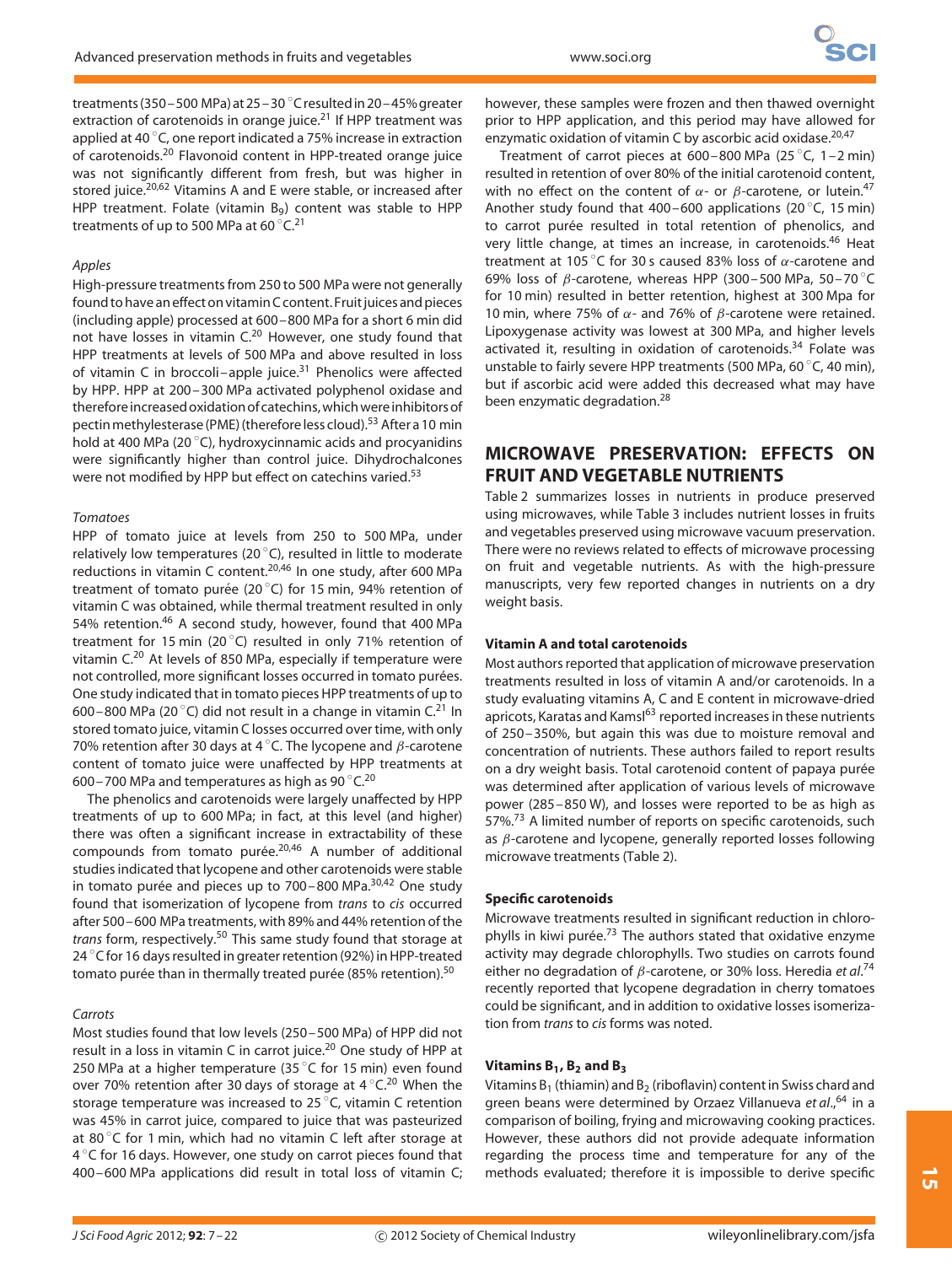treatments (350–500 MPa) at 25–30 °C resulted in 20–45% greater extraction of carotenoids in orange juice.[21] If HPP treatment was applied at 40 °C, one report indicated a 75% increase in extraction of carotenoids.[20] Flavonoid content in HPP-treated orange juice was not significantly different from fresh, but was higher in stored juice.[20,62] Vitamins A and E were stable, or increased after HPP treatment. Folate (vitamin $B_9$) content was stable to HPP treatments of up to 500 MPa at 60 °C.[21]

### Apples

High-pressure treatments from 250 to 500 MPa were not generally found to have an effect on vitamin C content. Fruit juices and pieces (including apple) processed at 600–800 MPa for a short 6 min did not have losses in vitamin C.[20,46] However, one study found that HPP treatments at levels of 500 MPa and above resulted in loss of vitamin C in broccoli–apple juice.[31] Phenolics were affected by HPP. HPP at 200–300 MPa activated polyphenol oxidase and therefore increased oxidation of catechins, which were inhibitors of pectin methylesterase (PME) (therefore less cloud).[53] After a 10 min hold at 400 MPa (20 °C), hydroxycinnamic acids and procyanidins were significantly higher than control juice. Dihydrochalcones were not modified by HPP but effect on catechins varied.[53]

### Tomatoes

HPP of tomato juice at levels from 250 to 500 MPa, under relatively low temperatures (20 °C), resulted in little to moderate reductions in vitamin C content.[20,46] In one study, after 600 MPa treatment of tomato purée (20 °C) for 15 min, 94% retention of vitamin C was obtained, while thermal treatment resulted in only 54% retention.[46] A second study, however, found that 400 MPa treatment for 15 min (20 °C) resulted in only 71% retention of vitamin C.[20] At levels of 850 MPa, especially if temperature were not controlled, more significant losses occurred in tomato purées. One study indicated that in tomato pieces HPP treatments of up to 600–800 MPa (20 °C) did not result in a change in vitamin C.[21] In stored tomato juice, vitamin C losses occurred over time, with only 70% retention after 30 days at 4 °C. The lycopene and β-carotene content of tomato juice were unaffected by HPP treatments at 600–700 MPa and temperatures as high as 90 °C.[20]

The phenolics and carotenoids were largely unaffected by HPP treatments of up to 600 MPa; in fact, at this level (and higher) there was often a significant increase in extractability of these compounds from tomato purée.[20,46] A number of additional studies indicated that lycopene and other carotenoids were stable in tomato purée and pieces up to 700–800 MPa.[30,42] One study found that isomerization of lycopene from *trans* to *cis* occurred after 500–600 MPa treatments, with 89% and 44% retention of the *trans* form, respectively.[50] This same study found that storage at 24 °C for 16 days resulted in greater retention (92%) in HPP-treated tomato purée than in thermally treated purée (85% retention).[50]

### Carrots

Most studies found that low levels (250–500 MPa) of HPP did not result in a loss in vitamin C in carrot juice.[20] One study of HPP at 250 MPa at a higher temperature (35 °C for 15 min) even found over 70% retention after 30 days of storage at 4 °C.[20] When the storage temperature was increased to 25 °C, vitamin C retention was 45% in carrot juice, compared to juice that was pasteurized at 80 °C for 1 min, which had no vitamin C left after storage at 4 °C for 16 days. However, one study on carrot pieces found that 400–600 MPa applications did result in total loss of vitamin C; however, these samples were frozen and then thawed overnight prior to HPP application, and this period may have allowed for enzymatic oxidation of vitamin C by ascorbic acid oxidase.[20,47]

Treatment of carrot pieces at 600–800 MPa (25 °C, 1–2 min) resulted in retention of over 80% of the initial carotenoid content, with no effect on the content of α- or β-carotene, or lutein.[47] Another study found that 400–600 applications (20 °C, 15 min) to carrot purée resulted in total retention of phenolics, and very little change, at times an increase, in carotenoids.[46] Heat treatment at 105 °C for 30 s caused 83% loss of α-carotene and 69% loss of β-carotene, whereas HPP (300–500 MPa, 50–70 °C for 10 min) resulted in better retention, highest at 300 Mpa for 10 min, where 75% of α- and 76% of β-carotene were retained. Lipoxygenase activity was lowest at 300 MPa, and higher levels activated it, resulting in oxidation of carotenoids.[34] Folate was unstable to fairly severe HPP treatments (500 MPa, 60 °C, 40 min), but if ascorbic acid were added this decreased what may have been enzymatic degradation.[28]

## MICROWAVE PRESERVATION: EFFECTS ON FRUIT AND VEGETABLE NUTRIENTS

Table 2 summarizes losses in nutrients in produce preserved using microwaves, while Table 3 includes nutrient losses in fruits and vegetables preserved using microwave vacuum preservation. There were no reviews related to effects of microwave processing on fruit and vegetable nutrients. As with the high-pressure manuscripts, very few reported changes in nutrients on a dry weight basis.

### Vitamin A and total carotenoids

Most authors reported that application of microwave preservation treatments resulted in loss of vitamin A and/or carotenoids. In a study evaluating vitamins A, C and E content in microwave-dried apricots, Karatas and Kamsl[63] reported increases in these nutrients of 250–350%, but again this was due to moisture removal and concentration of nutrients. These authors failed to report results on a dry weight basis. Total carotenoid content of papaya purée was determined after application of various levels of microwave power (285–850 W), and losses were reported to be as high as 57%.[73] A limited number of reports on specific carotenoids, such as β-carotene and lycopene, generally reported losses following microwave treatments (Table 2).

### Specific carotenoids

Microwave treatments resulted in significant reduction in chlorophylls in kiwi purée.[73] The authors stated that oxidative enzyme activity may degrade chlorophylls. Two studies on carrots found either no degradation of β-carotene, or 30% loss. Heredia *et al.*[74] recently reported that lycopene degradation in cherry tomatoes could be significant, and in addition to oxidative losses isomerization from *trans* to *cis* forms was noted.

### Vitamins $B_1$, $B_2$ and $B_3$

Vitamins $B_1$ (thiamin) and $B_2$ (riboflavin) content in Swiss chard and green beans were determined by Orzaez Villanueva *et al.*,[64] in a comparison of boiling, frying and microwaving cooking practices. However, these authors did not provide adequate information regarding the process time and temperature for any of the methods evaluated; therefore it is impossible to derive specific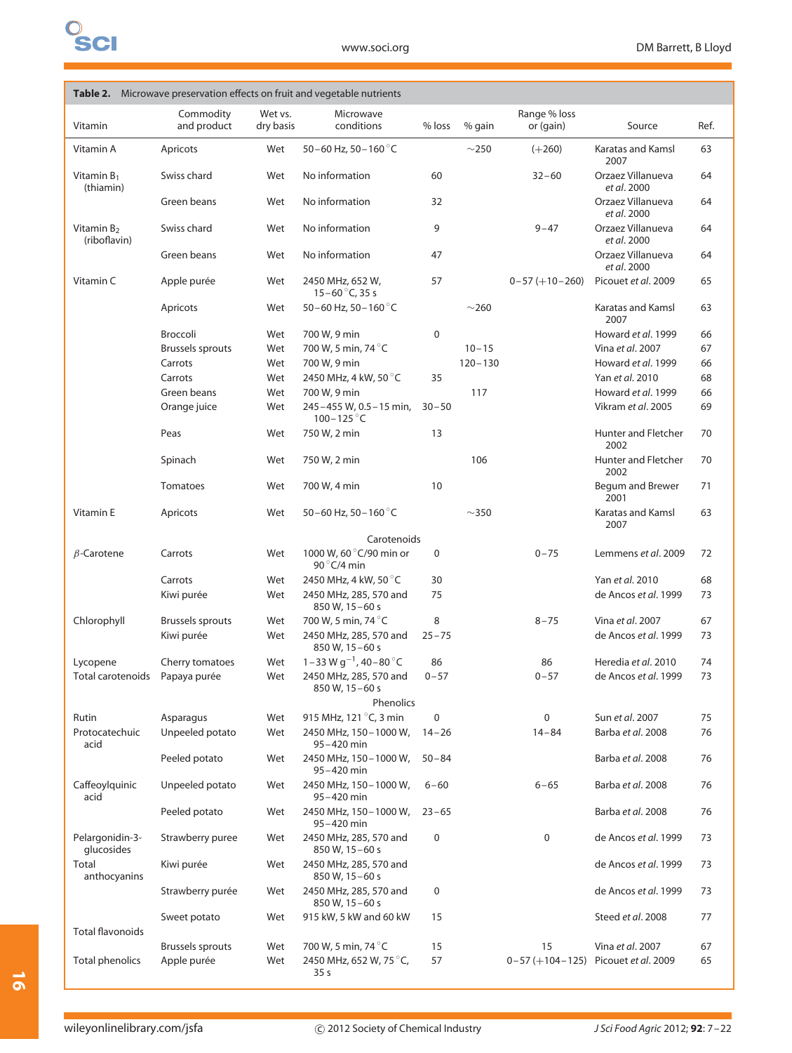**Table 2.** Microwave preservation effects on fruit and vegetable nutrients

| Vitamin | Commodity and product | Wet vs. dry basis | Microwave conditions | % loss | % gain | Range % loss or (gain) | Source | Ref. |
|---|---|---|---|---|---|---|---|---|
| Vitamin A | Apricots | Wet | 50–60 Hz, 50–160 °C | | ∼250 | (+260) | Karatas and Kamsl 2007 | 63 |
| Vitamin $B_1$ (thiamin) | Swiss chard | Wet | No information | 60 | | 32–60 | Orzaez Villanueva *et al*. 2000 | 64 |
| | Green beans | Wet | No information | 32 | | | Orzaez Villanueva *et al*. 2000 | 64 |
| Vitamin $B_2$ (riboflavin) | Swiss chard | Wet | No information | 9 | | 9–47 | Orzaez Villanueva *et al*. 2000 | 64 |
| | Green beans | Wet | No information | 47 | | | Orzaez Villanueva *et al*. 2000 | 64 |
| Vitamin C | Apple purée | Wet | 2450 MHz, 652 W, 15–60 °C, 35 s | 57 | | 0–57 (+10–260) | Picouet *et al*. 2009 | 65 |
| | Apricots | Wet | 50–60 Hz, 50–160 °C | | ∼260 | | Karatas and Kamsl 2007 | 63 |
| | Broccoli | Wet | 700 W, 9 min | 0 | | | Howard *et al*. 1999 | 66 |
| | Brussels sprouts | Wet | 700 W, 5 min, 74 °C | | 10–15 | | Vina *et al*. 2007 | 67 |
| | Carrots | Wet | 700 W, 9 min | | 120–130 | | Howard *et al*. 1999 | 66 |
| | Carrots | Wet | 2450 MHz, 4 kW, 50 °C | 35 | | | Yan *et al*. 2010 | 68 |
| | Green beans | Wet | 700 W, 9 min | | 117 | | Howard *et al*. 1999 | 66 |
| | Orange juice | Wet | 245–455 W, 0.5–15 min, 100–125 °C | 30–50 | | | Vikram *et al*. 2005 | 69 |
| | Peas | Wet | 750 W, 2 min | 13 | | | Hunter and Fletcher 2002 | 70 |
| | Spinach | Wet | 750 W, 2 min | | 106 | | Hunter and Fletcher 2002 | 70 |
| | Tomatoes | Wet | 700 W, 4 min | 10 | | | Begum and Brewer 2001 | 71 |
| Vitamin E | Apricots | Wet | 50–60 Hz, 50–160 °C | | ∼350 | | Karatas and Kamsl 2007 | 63 |
| | | | Carotenoids | | | | | |
| *β*-Carotene | Carrots | Wet | 1000 W, 60 °C/90 min or 90 °C/4 min | 0 | | 0–75 | Lemmens *et al*. 2009 | 72 |
| | Carrots | Wet | 2450 MHz, 4 kW, 50 °C | 30 | | | Yan *et al*. 2010 | 68 |
| | Kiwi purée | Wet | 2450 MHz, 285, 570 and 850 W, 15–60 s | 75 | | | de Ancos *et al*. 1999 | 73 |
| Chlorophyll | Brussels sprouts | Wet | 700 W, 5 min, 74 °C | 8 | | 8–75 | Vina *et al*. 2007 | 67 |
| | Kiwi purée | Wet | 2450 MHz, 285, 570 and 850 W, 15–60 s | 25–75 | | | de Ancos *et al*. 1999 | 73 |
| Lycopene | Cherry tomatoes | Wet | 1–33 W $g^{-1}$, 40–80 °C | 86 | | 86 | Heredia *et al*. 2010 | 74 |
| Total carotenoids | Papaya purée | Wet | 2450 MHz, 285, 570 and 850 W, 15–60 s | 0–57 | | 0–57 | de Ancos *et al*. 1999 | 73 |
| | | | Phenolics | | | | | |
| Rutin | Asparagus | Wet | 915 MHz, 121 °C, 3 min | 0 | | 0 | Sun *et al*. 2007 | 75 |
| Protocatechuic acid | Unpeeled potato | Wet | 2450 MHz, 150–1000 W, 95–420 min | 14–26 | | 14–84 | Barba *et al*. 2008 | 76 |
| | Peeled potato | Wet | 2450 MHz, 150–1000 W, 95–420 min | 50–84 | | | Barba *et al*. 2008 | 76 |
| Caffeoylquinic acid | Unpeeled potato | Wet | 2450 MHz, 150–1000 W, 95–420 min | 6–60 | | 6–65 | Barba *et al*. 2008 | 76 |
| | Peeled potato | Wet | 2450 MHz, 150–1000 W, 95–420 min | 23–65 | | | Barba *et al*. 2008 | 76 |
| Pelargonidin-3-glucosides | Strawberry puree | Wet | 2450 MHz, 285, 570 and 850 W, 15–60 s | 0 | | 0 | de Ancos *et al*. 1999 | 73 |
| Total anthocyanins | Kiwi purée | Wet | 2450 MHz, 285, 570 and 850 W, 15–60 s | | | | de Ancos *et al*. 1999 | 73 |
| | Strawberry purée | Wet | 2450 MHz, 285, 570 and 850 W, 15–60 s | 0 | | | de Ancos *et al*. 1999 | 73 |
| | Sweet potato | Wet | 915 kW, 5 kW and 60 kW | 15 | | | Steed *et al*. 2008 | 77 |
| Total flavonoids | Brussels sprouts | Wet | 700 W, 5 min, 74 °C | 15 | | 15 | Vina *et al*. 2007 | 67 |
| Total phenolics | Apple purée | Wet | 2450 MHz, 652 W, 75 °C, 35 s | 57 | | 0–57 (+104–125) | Picouet *et al*. 2009 | 65 |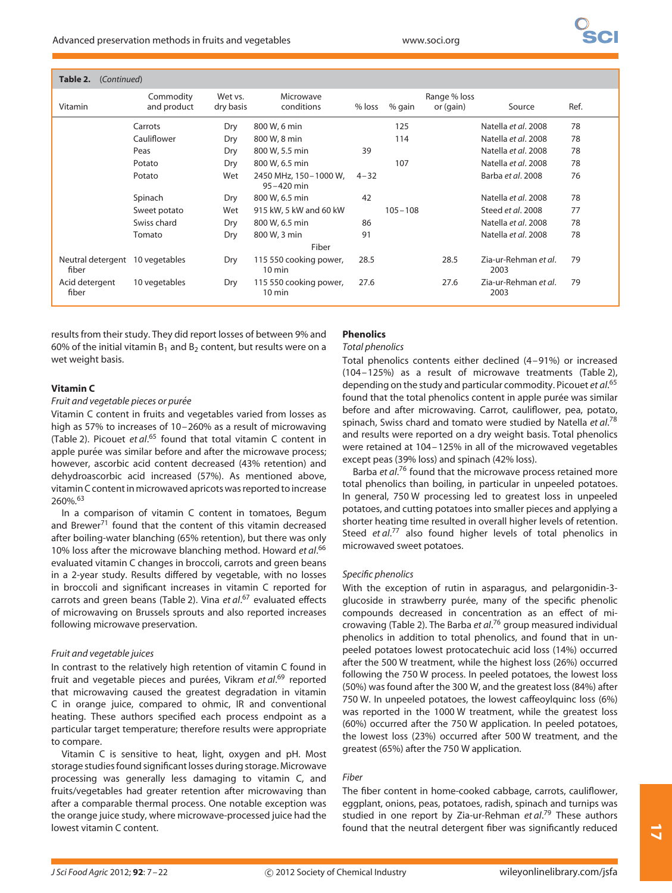**Table 2.** (Continued)

| Vitamin | Commodity and product | Wet vs. dry basis | Microwave conditions | % loss | % gain | Range % loss or (gain) | Source | Ref. |
|---|---|---|---|---|---|---|---|---|
| | Carrots | Dry | 800 W, 6 min | | 125 | | Natella *et al.* 2008 | 78 |
| | Cauliflower | Dry | 800 W, 8 min | | 114 | | Natella *et al.* 2008 | 78 |
| | Peas | Dry | 800 W, 5.5 min | 39 | | | Natella *et al.* 2008 | 78 |
| | Potato | Dry | 800 W, 6.5 min | | 107 | | Natella *et al.* 2008 | 78 |
| | Potato | Wet | 2450 MHz, 150–1000 W, 95–420 min | 4–32 | | | Barba *et al.* 2008 | 76 |
| | Spinach | Dry | 800 W, 6.5 min | 42 | | | Natella *et al.* 2008 | 78 |
| | Sweet potato | Wet | 915 kW, 5 kW and 60 kW | | 105–108 | | Steed *et al.* 2008 | 77 |
| | Swiss chard | Dry | 800 W, 6.5 min | 86 | | | Natella *et al.* 2008 | 78 |
| | Tomato | Dry | 800 W, 3 min | 91 | | | Natella *et al.* 2008 | 78 |
| | | | Fiber | | | | | |
| Neutral detergent fiber | 10 vegetables | Dry | 115 550 cooking power, 10 min | 28.5 | | 28.5 | Zia-ur-Rehman *et al.* 2003 | 79 |
| Acid detergent fiber | 10 vegetables | Dry | 115 550 cooking power, 10 min | 27.6 | | 27.6 | Zia-ur-Rehman *et al.* 2003 | 79 |

results from their study. They did report losses of between 9% and 60% of the initial vitamin $B_1$ and $B_2$ content, but results were on a wet weight basis.

### Vitamin C

*Fruit and vegetable pieces or purée*

Vitamin C content in fruits and vegetables varied from losses as high as 57% to increases of 10–260% as a result of microwaving (Table 2). Picouet *et al.*[65] found that total vitamin C content in apple purée was similar before and after the microwave process; however, ascorbic acid content decreased (43% retention) and dehydroascorbic acid increased (57%). As mentioned above, vitamin C content in microwaved apricots was reported to increase 260%.[63]

In a comparison of vitamin C content in tomatoes, Begum and Brewer[71] found that the content of this vitamin decreased after boiling-water blanching (65% retention), but there was only 10% loss after the microwave blanching method. Howard *et al.*[66] evaluated vitamin C changes in broccoli, carrots and green beans in a 2-year study. Results differed by vegetable, with no losses in broccoli and significant increases in vitamin C reported for carrots and green beans (Table 2). Vina *et al.*[67] evaluated effects of microwaving on Brussels sprouts and also reported increases following microwave preservation.

*Fruit and vegetable juices*

In contrast to the relatively high retention of vitamin C found in fruit and vegetable pieces and purées, Vikram *et al.*[69] reported that microwaving caused the greatest degradation in vitamin C in orange juice, compared to ohmic, IR and conventional heating. These authors specified each process endpoint as a particular target temperature; therefore results were appropriate to compare.

Vitamin C is sensitive to heat, light, oxygen and pH. Most storage studies found significant losses during storage. Microwave processing was generally less damaging to vitamin C, and fruits/vegetables had greater retention after microwaving than after a comparable thermal process. One notable exception was the orange juice study, where microwave-processed juice had the lowest vitamin C content.

### Phenolics

*Total phenolics*

Total phenolics contents either declined (4–91%) or increased (104–125%) as a result of microwave treatments (Table 2), depending on the study and particular commodity. Picouet *et al.*[65] found that the total phenolics content in apple purée was similar before and after microwaving. Carrot, cauliflower, pea, potato, spinach, Swiss chard and tomato were studied by Natella *et al.*[78] and results were reported on a dry weight basis. Total phenolics were retained at 104–125% in all of the microwaved vegetables except peas (39% loss) and spinach (42% loss).

Barba *et al.*[76] found that the microwave process retained more total phenolics than boiling, in particular in unpeeled potatoes. In general, 750 W processing led to greatest loss in unpeeled potatoes, and cutting potatoes into smaller pieces and applying a shorter heating time resulted in overall higher levels of retention. Steed *et al.*[77] also found higher levels of total phenolics in microwaved sweet potatoes.

*Specific phenolics*

With the exception of rutin in asparagus, and pelargonidin-3-glucoside in strawberry purée, many of the specific phenolic compounds decreased in concentration as an effect of microwaving (Table 2). The Barba *et al.*[76] group measured individual phenolics in addition to total phenolics, and found that in unpeeled potatoes lowest protocatechuic acid loss (14%) occurred after the 500 W treatment, while the highest loss (26%) occurred following the 750 W process. In peeled potatoes, the lowest loss (50%) was found after the 300 W, and the greatest loss (84%) after 750 W. In unpeeled potatoes, the lowest caffeoylquinc loss (6%) was reported in the 1000 W treatment, while the greatest loss (60%) occurred after the 750 W application. In peeled potatoes, the lowest loss (23%) occurred after 500 W treatment, and the greatest (65%) after the 750 W application.

*Fiber*

The fiber content in home-cooked cabbage, carrots, cauliflower, eggplant, onions, peas, potatoes, radish, spinach and turnips was studied in one report by Zia-ur-Rehman *et al.*[79] These authors found that the neutral detergent fiber was significantly reduced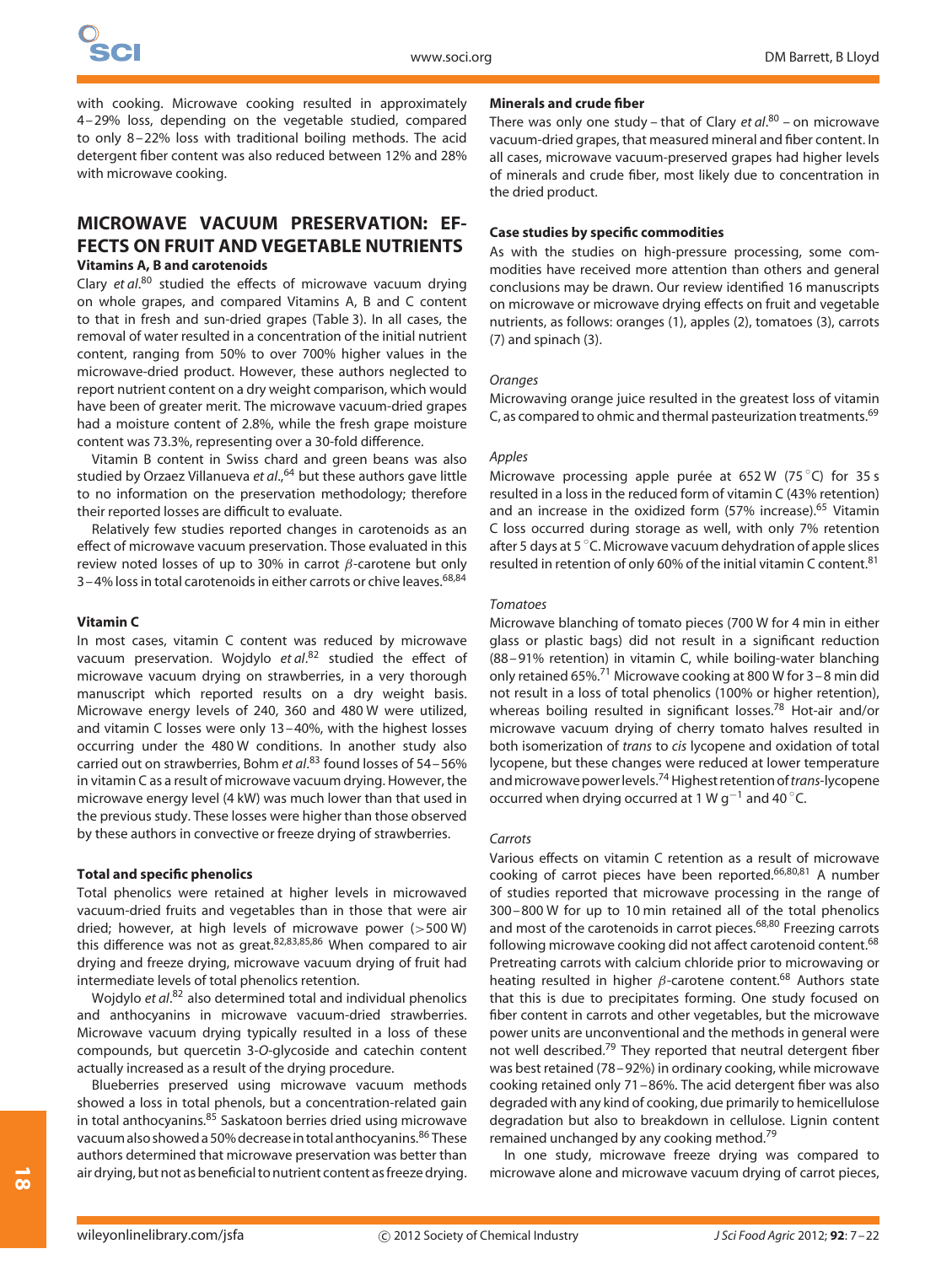with cooking. Microwave cooking resulted in approximately 4–29% loss, depending on the vegetable studied, compared to only 8–22% loss with traditional boiling methods. The acid detergent fiber content was also reduced between 12% and 28% with microwave cooking.

## MICROWAVE VACUUM PRESERVATION: EFFECTS ON FRUIT AND VEGETABLE NUTRIENTS

### Vitamins A, B and carotenoids

Clary *et al.*[80] studied the effects of microwave vacuum drying on whole grapes, and compared Vitamins A, B and C content to that in fresh and sun-dried grapes (Table 3). In all cases, the removal of water resulted in a concentration of the initial nutrient content, ranging from 50% to over 700% higher values in the microwave-dried product. However, these authors neglected to report nutrient content on a dry weight comparison, which would have been of greater merit. The microwave vacuum-dried grapes had a moisture content of 2.8%, while the fresh grape moisture content was 73.3%, representing over a 30-fold difference.

Vitamin B content in Swiss chard and green beans was also studied by Orzaez Villanueva *et al.*,[64] but these authors gave little to no information on the preservation methodology; therefore their reported losses are difficult to evaluate.

Relatively few studies reported changes in carotenoids as an effect of microwave vacuum preservation. Those evaluated in this review noted losses of up to 30% in carrot $\beta$-carotene but only 3–4% loss in total carotenoids in either carrots or chive leaves.[68,84]

### Vitamin C

In most cases, vitamin C content was reduced by microwave vacuum preservation. Wojdylo *et al.*[82] studied the effect of microwave vacuum drying on strawberries, in a very thorough manuscript which reported results on a dry weight basis. Microwave energy levels of 240, 360 and 480 W were utilized, and vitamin C losses were only 13–40%, with the highest losses occurring under the 480 W conditions. In another study also carried out on strawberries, Bohm *et al.*[83] found losses of 54–56% in vitamin C as a result of microwave vacuum drying. However, the microwave energy level (4 kW) was much lower than that used in the previous study. These losses were higher than those observed by these authors in convective or freeze drying of strawberries.

### Total and specific phenolics

Total phenolics were retained at higher levels in microwaved vacuum-dried fruits and vegetables than in those that were air dried; however, at high levels of microwave power (>500 W) this difference was not as great.[82,83,85,86] When compared to air drying and freeze drying, microwave vacuum drying of fruit had intermediate levels of total phenolics retention.

Wojdylo *et al.*[82] also determined total and individual phenolics and anthocyanins in microwave vacuum-dried strawberries. Microwave vacuum drying typically resulted in a loss of these compounds, but quercetin 3-*O*-glycoside and catechin content actually increased as a result of the drying procedure.

Blueberries preserved using microwave vacuum methods showed a loss in total phenols, but a concentration-related gain in total anthocyanins.[85] Saskatoon berries dried using microwave vacuum also showed a 50% decrease in total anthocyanins.[86] These authors determined that microwave preservation was better than air drying, but not as beneficial to nutrient content as freeze drying.

### Minerals and crude fiber

There was only one study – that of Clary *et al.*[80] – on microwave vacuum-dried grapes, that measured mineral and fiber content. In all cases, microwave vacuum-preserved grapes had higher levels of minerals and crude fiber, most likely due to concentration in the dried product.

### Case studies by specific commodities

As with the studies on high-pressure processing, some commodities have received more attention than others and general conclusions may be drawn. Our review identified 16 manuscripts on microwave or microwave drying effects on fruit and vegetable nutrients, as follows: oranges (1), apples (2), tomatoes (3), carrots (7) and spinach (3).

#### *Oranges*

Microwaving orange juice resulted in the greatest loss of vitamin C, as compared to ohmic and thermal pasteurization treatments.[69]

#### *Apples*

Microwave processing apple purée at 652 W (75 °C) for 35 s resulted in a loss in the reduced form of vitamin C (43% retention) and an increase in the oxidized form (57% increase).[65] Vitamin C loss occurred during storage as well, with only 7% retention after 5 days at 5 °C. Microwave vacuum dehydration of apple slices resulted in retention of only 60% of the initial vitamin C content.[81]

#### *Tomatoes*

Microwave blanching of tomato pieces (700 W for 4 min in either glass or plastic bags) did not result in a significant reduction (88–91% retention) in vitamin C, while boiling-water blanching only retained 65%.[71] Microwave cooking at 800 W for 3–8 min did not result in a loss of total phenolics (100% or higher retention), whereas boiling resulted in significant losses.[78] Hot-air and/or microwave vacuum drying of cherry tomato halves resulted in both isomerization of *trans* to *cis* lycopene and oxidation of total lycopene, but these changes were reduced at lower temperature and microwave power levels.[74] Highest retention of *trans*-lycopene occurred when drying occurred at 1 W $g^{-1}$ and 40 °C.

#### *Carrots*

Various effects on vitamin C retention as a result of microwave cooking of carrot pieces have been reported.[66,80,81] A number of studies reported that microwave processing in the range of 300–800 W for up to 10 min retained all of the total phenolics and most of the carotenoids in carrot pieces.[68,80] Freezing carrots following microwave cooking did not affect carotenoid content.[68] Pretreating carrots with calcium chloride prior to microwaving or heating resulted in higher $\beta$-carotene content.[68] Authors state that this is due to precipitates forming. One study focused on fiber content in carrots and other vegetables, but the microwave power units are unconventional and the methods in general were not well described.[79] They reported that neutral detergent fiber was best retained (78–92%) in ordinary cooking, while microwave cooking retained only 71–86%. The acid detergent fiber was also degraded with any kind of cooking, due primarily to hemicellulose degradation but also to breakdown in cellulose. Lignin content remained unchanged by any cooking method.[79]

In one study, microwave freeze drying was compared to microwave alone and microwave vacuum drying of carrot pieces,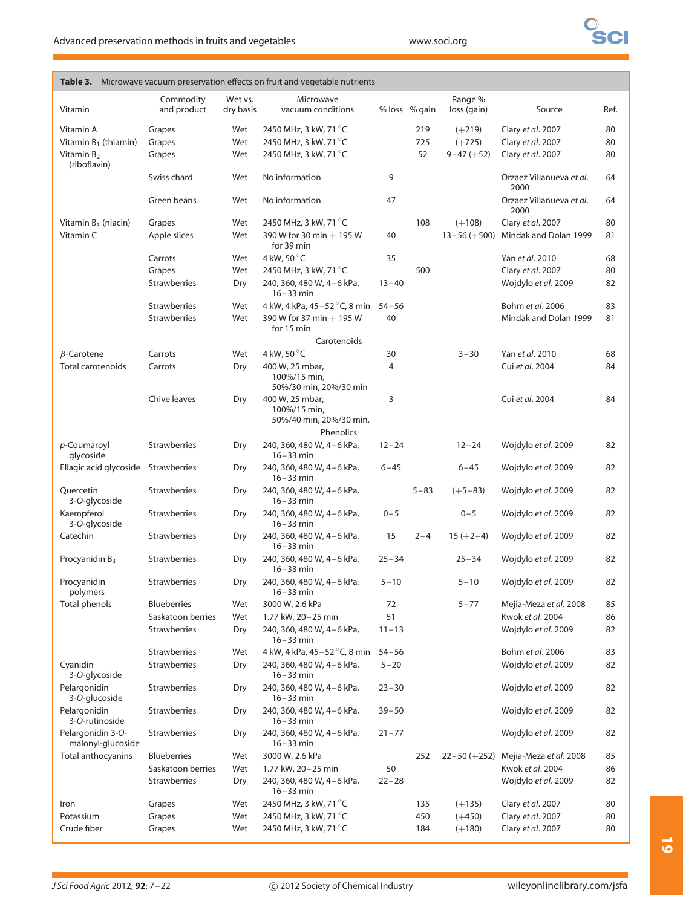**Table 3.** Microwave vacuum preservation effects on fruit and vegetable nutrients

| Vitamin | Commodity and product | Wet vs. dry basis | Microwave vacuum conditions | % loss | % gain | Range % loss (gain) | Source | Ref. |
|---|---|---|---|---|---|---|---|---|
| Vitamin A | Grapes | Wet | 2450 MHz, 3 kW, 71 °C | | 219 | (+219) | Clary *et al*. 2007 | 80 |
| Vitamin $B_1$ (thiamin) | Grapes | Wet | 2450 MHz, 3 kW, 71 °C | | 725 | (+725) | Clary *et al*. 2007 | 80 |
| Vitamin $B_2$ (riboflavin) | Grapes | Wet | 2450 MHz, 3 kW, 71 °C | | 52 | 9–47 (+52) | Clary *et al*. 2007 | 80 |
| | Swiss chard | Wet | No information | 9 | | | Orzaez Villanueva *et al*. 2000 | 64 |
| | Green beans | Wet | No information | 47 | | | Orzaez Villanueva *et al*. 2000 | 64 |
| Vitamin $B_3$ (niacin) | Grapes | Wet | 2450 MHz, 3 kW, 71 °C | | 108 | (+108) | Clary *et al*. 2007 | 80 |
| Vitamin C | Apple slices | Wet | 390 W for 30 min + 195 W for 39 min | 40 | | 13–56 (+500) | Mindak and Dolan 1999 | 81 |
| | Carrots | Wet | 4 kW, 50 °C | 35 | | | Yan *et al*. 2010 | 68 |
| | Grapes | Wet | 2450 MHz, 3 kW, 71 °C | | 500 | | Clary *et al*. 2007 | 80 |
| | Strawberries | Dry | 240, 360, 480 W, 4–6 kPa, 16–33 min | 13–40 | | | Wojdylo *et al*. 2009 | 82 |
| | Strawberries | Wet | 4 kW, 4 kPa, 45–52 °C, 8 min | 54–56 | | | Bohm *et al*. 2006 | 83 |
| | Strawberries | Wet | 390 W for 37 min + 195 W for 15 min | 40 | | | Mindak and Dolan 1999 | 81 |
| | | | Carotenoids | | | | | |
| $\beta$-Carotene | Carrots | Wet | 4 kW, 50 °C | 30 | | 3–30 | Yan *et al*. 2010 | 68 |
| Total carotenoids | Carrots | Dry | 400 W, 25 mbar, 100%/15 min, 50%/30 min, 20%/30 min | 4 | | | Cui *et al*. 2004 | 84 |
| | Chive leaves | Dry | 400 W, 25 mbar, 100%/15 min, 50%/40 min, 20%/30 min. | 3 | | | Cui *et al*. 2004 | 84 |
| | | | Phenolics | | | | | |
| *p*-Coumaroyl glycoside | Strawberries | Dry | 240, 360, 480 W, 4–6 kPa, 16–33 min | 12–24 | | 12–24 | Wojdylo *et al*. 2009 | 82 |
| Ellagic acid glycoside | Strawberries | Dry | 240, 360, 480 W, 4–6 kPa, 16–33 min | 6–45 | | 6–45 | Wojdylo *et al*. 2009 | 82 |
| Quercetin 3-*O*-glycoside | Strawberries | Dry | 240, 360, 480 W, 4–6 kPa, 16–33 min | | 5–83 | (+5–83) | Wojdylo *et al*. 2009 | 82 |
| Kaempferol 3-*O*-glycoside | Strawberries | Dry | 240, 360, 480 W, 4–6 kPa, 16–33 min | 0–5 | | 0–5 | Wojdylo *et al*. 2009 | 82 |
| Catechin | Strawberries | Dry | 240, 360, 480 W, 4–6 kPa, 16–33 min | 15 | 2–4 | 15 (+2–4) | Wojdylo *et al*. 2009 | 82 |
| Procyanidin $B_3$ | Strawberries | Dry | 240, 360, 480 W, 4–6 kPa, 16–33 min | 25–34 | | 25–34 | Wojdylo *et al*. 2009 | 82 |
| Procyanidin polymers | Strawberries | Dry | 240, 360, 480 W, 4–6 kPa, 16–33 min | 5–10 | | 5–10 | Wojdylo *et al*. 2009 | 82 |
| Total phenols | Blueberries | Wet | 3000 W, 2.6 kPa | 72 | | 5–77 | Mejia-Meza *et al*. 2008 | 85 |
| | Saskatoon berries | Wet | 1.77 kW, 20–25 min | 51 | | | Kwok *et al*. 2004 | 86 |
| | Strawberries | Dry | 240, 360, 480 W, 4–6 kPa, 16–33 min | 11–13 | | | Wojdylo *et al*. 2009 | 82 |
| | Strawberries | Wet | 4 kW, 4 kPa, 45–52 °C, 8 min | 54–56 | | | Bohm *et al*. 2006 | 83 |
| Cyanidin 3-*O*-glycoside | Strawberries | Dry | 240, 360, 480 W, 4–6 kPa, 16–33 min | 5–20 | | | Wojdylo *et al*. 2009 | 82 |
| Pelargonidin 3-*O*-glucoside | Strawberries | Dry | 240, 360, 480 W, 4–6 kPa, 16–33 min | 23–30 | | | Wojdylo *et al*. 2009 | 82 |
| Pelargonidin 3-*O*-rutinoside | Strawberries | Dry | 240, 360, 480 W, 4–6 kPa, 16–33 min | 39–50 | | | Wojdylo *et al*. 2009 | 82 |
| Pelargonidin 3-*O*-malonyl-glucoside | Strawberries | Dry | 240, 360, 480 W, 4–6 kPa, 16–33 min | 21–77 | | | Wojdylo *et al*. 2009 | 82 |
| Total anthocyanins | Blueberries | Wet | 3000 W, 2.6 kPa | | 252 | 22–50 (+252) | Mejia-Meza *et al*. 2008 | 85 |
| | Saskatoon berries | Wet | 1.77 kW, 20–25 min | 50 | | | Kwok *et al*. 2004 | 86 |
| | Strawberries | Dry | 240, 360, 480 W, 4–6 kPa, 16–33 min | 22–28 | | | Wojdylo *et al*. 2009 | 82 |
| Iron | Grapes | Wet | 2450 MHz, 3 kW, 71 °C | | 135 | (+135) | Clary *et al*. 2007 | 80 |
| Potassium | Grapes | Wet | 2450 MHz, 3 kW, 71 °C | | 450 | (+450) | Clary *et al*. 2007 | 80 |
| Crude fiber | Grapes | Wet | 2450 MHz, 3 kW, 71 °C | | 184 | (+180) | Clary *et al*. 2007 | 80 |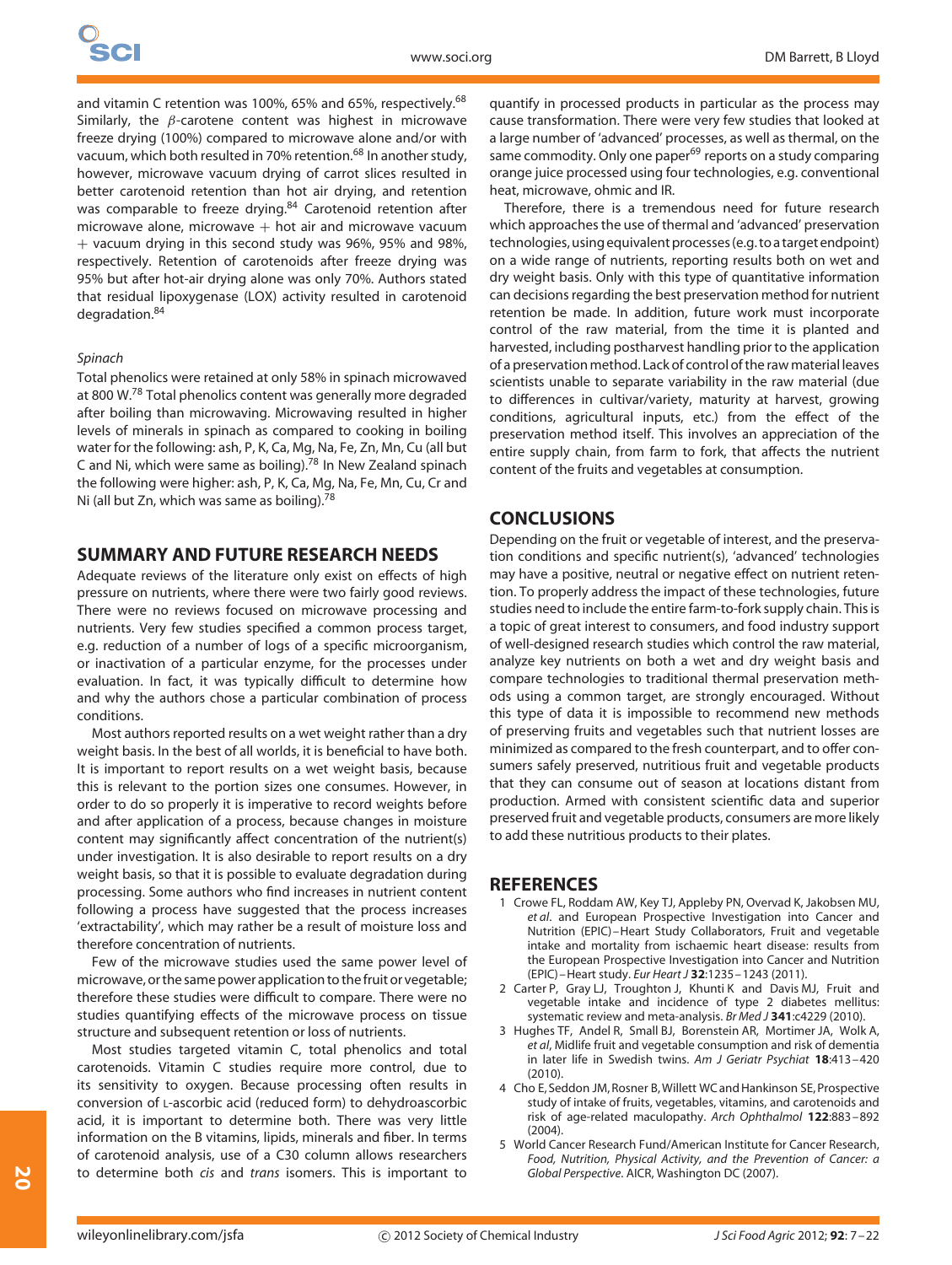and vitamin C retention was 100%, 65% and 65%, respectively.[68] Similarly, the $\beta$-carotene content was highest in microwave freeze drying (100%) compared to microwave alone and/or with vacuum, which both resulted in 70% retention.[68] In another study, however, microwave vacuum drying of carrot slices resulted in better carotenoid retention than hot air drying, and retention was comparable to freeze drying.[84] Carotenoid retention after microwave alone, microwave + hot air and microwave vacuum + vacuum drying in this second study was 96%, 95% and 98%, respectively. Retention of carotenoids after freeze drying was 95% but after hot-air drying alone was only 70%. Authors stated that residual lipoxygenase (LOX) activity resulted in carotenoid degradation.[84]

*Spinach*

Total phenolics were retained at only 58% in spinach microwaved at 800 W.[78] Total phenolics content was generally more degraded after boiling than microwaving. Microwaving resulted in higher levels of minerals in spinach as compared to cooking in boiling water for the following: ash, P, K, Ca, Mg, Na, Fe, Zn, Mn, Cu (all but C and Ni, which were same as boiling).[78] In New Zealand spinach the following were higher: ash, P, K, Ca, Mg, Na, Fe, Mn, Cu, Cr and Ni (all but Zn, which was same as boiling).[78]

## SUMMARY AND FUTURE RESEARCH NEEDS

Adequate reviews of the literature only exist on effects of high pressure on nutrients, where there were two fairly good reviews. There were no reviews focused on microwave processing and nutrients. Very few studies specified a common process target, e.g. reduction of a number of logs of a specific microorganism, or inactivation of a particular enzyme, for the processes under evaluation. In fact, it was typically difficult to determine how and why the authors chose a particular combination of process conditions.

Most authors reported results on a wet weight rather than a dry weight basis. In the best of all worlds, it is beneficial to have both. It is important to report results on a wet weight basis, because this is relevant to the portion sizes one consumes. However, in order to do so properly it is imperative to record weights before and after application of a process, because changes in moisture content may significantly affect concentration of the nutrient(s) under investigation. It is also desirable to report results on a dry weight basis, so that it is possible to evaluate degradation during processing. Some authors who find increases in nutrient content following a process have suggested that the process increases 'extractability', which may rather be a result of moisture loss and therefore concentration of nutrients.

Few of the microwave studies used the same power level of microwave, or the same power application to the fruit or vegetable; therefore these studies were difficult to compare. There were no studies quantifying effects of the microwave process on tissue structure and subsequent retention or loss of nutrients.

Most studies targeted vitamin C, total phenolics and total carotenoids. Vitamin C studies require more control, due to its sensitivity to oxygen. Because processing often results in conversion of L-ascorbic acid (reduced form) to dehydroascorbic acid, it is important to determine both. There was very little information on the B vitamins, lipids, minerals and fiber. In terms of carotenoid analysis, use of a C30 column allows researchers to determine both *cis* and *trans* isomers. This is important to quantify in processed products in particular as the process may cause transformation. There were very few studies that looked at a large number of 'advanced' processes, as well as thermal, on the same commodity. Only one paper[69] reports on a study comparing orange juice processed using four technologies, e.g. conventional heat, microwave, ohmic and IR.

Therefore, there is a tremendous need for future research which approaches the use of thermal and 'advanced' preservation technologies, using equivalent processes (e.g. to a target endpoint) on a wide range of nutrients, reporting results both on wet and dry weight basis. Only with this type of quantitative information can decisions regarding the best preservation method for nutrient retention be made. In addition, future work must incorporate control of the raw material, from the time it is planted and harvested, including postharvest handling prior to the application of a preservation method. Lack of control of the raw material leaves scientists unable to separate variability in the raw material (due to differences in cultivar/variety, maturity at harvest, growing conditions, agricultural inputs, etc.) from the effect of the preservation method itself. This involves an appreciation of the entire supply chain, from farm to fork, that affects the nutrient content of the fruits and vegetables at consumption.

## CONCLUSIONS

Depending on the fruit or vegetable of interest, and the preservation conditions and specific nutrient(s), 'advanced' technologies may have a positive, neutral or negative effect on nutrient retention. To properly address the impact of these technologies, future studies need to include the entire farm-to-fork supply chain. This is a topic of great interest to consumers, and food industry support of well-designed research studies which control the raw material, analyze key nutrients on both a wet and dry weight basis and compare technologies to traditional thermal preservation methods using a common target, are strongly encouraged. Without this type of data it is impossible to recommend new methods of preserving fruits and vegetables such that nutrient losses are minimized as compared to the fresh counterpart, and to offer consumers safely preserved, nutritious fruit and vegetable products that they can consume out of season at locations distant from production. Armed with consistent scientific data and superior preserved fruit and vegetable products, consumers are more likely to add these nutritious products to their plates.

## REFERENCES

1 Crowe FL, Roddam AW, Key TJ, Appleby PN, Overvad K, Jakobsen MU, *et al*. and European Prospective Investigation into Cancer and Nutrition (EPIC)–Heart Study Collaborators, Fruit and vegetable intake and mortality from ischaemic heart disease: results from the European Prospective Investigation into Cancer and Nutrition (EPIC)–Heart study. *Eur Heart J* **32**:1235–1243 (2011).
2 Carter P, Gray LJ, Troughton J, Khunti K and Davis MJ, Fruit and vegetable intake and incidence of type 2 diabetes mellitus: systematic review and meta-analysis. *Br Med J* **341**:c4229 (2010).
3 Hughes TF, Andel R, Small BJ, Borenstein AR, Mortimer JA, Wolk A, *et al*, Midlife fruit and vegetable consumption and risk of dementia in later life in Swedish twins. *Am J Geriatr Psychiat* **18**:413–420 (2010).
4 Cho E, Seddon JM, Rosner B, Willett WC and Hankinson SE, Prospective study of intake of fruits, vegetables, vitamins, and carotenoids and risk of age-related maculopathy. *Arch Ophthalmol* **122**:883–892 (2004).
5 World Cancer Research Fund/American Institute for Cancer Research, *Food, Nutrition, Physical Activity, and the Prevention of Cancer: a Global Perspective*. AICR, Washington DC (2007).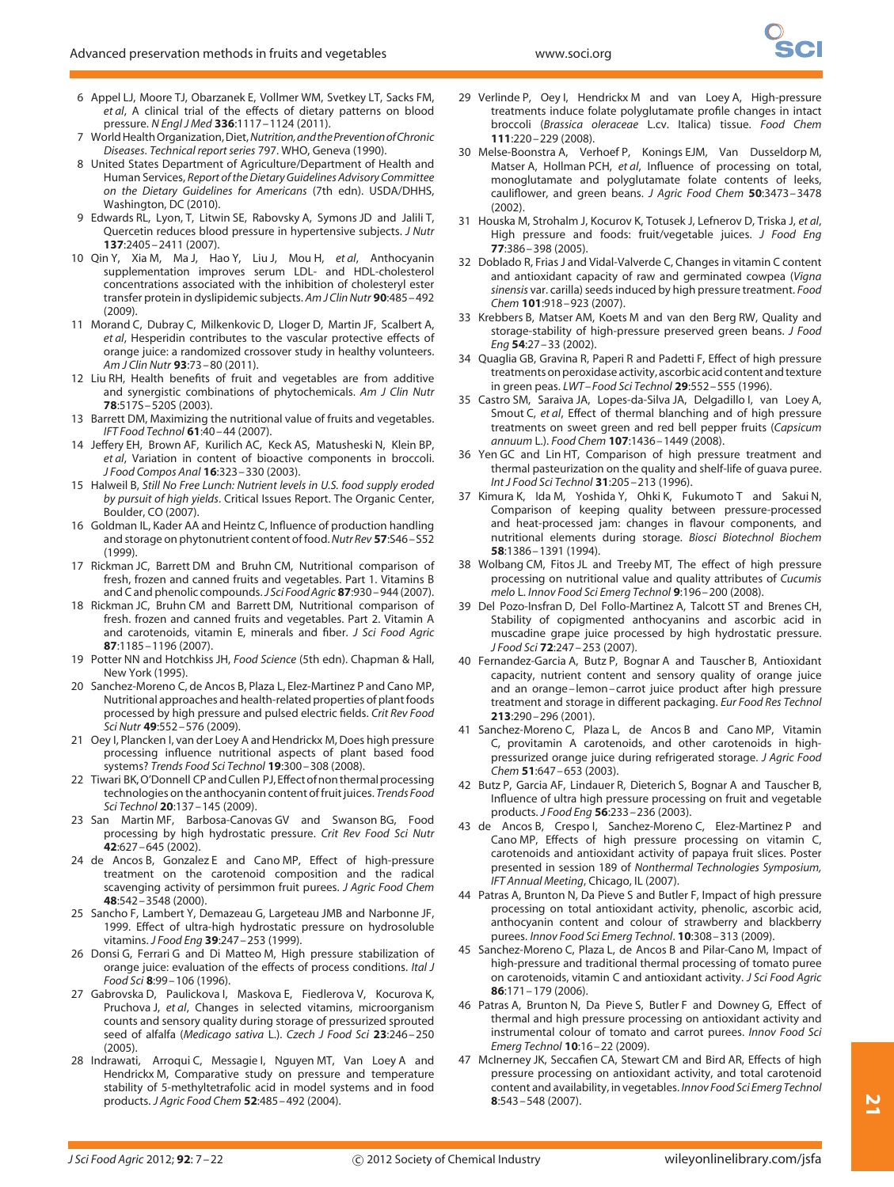6 Appel LJ, Moore TJ, Obarzanek E, Vollmer WM, Svetkey LT, Sacks FM, *et al*, A clinical trial of the effects of dietary patterns on blood pressure. *N Engl J Med* **336**:1117–1124 (2011).

7 World Health Organization, Diet, *Nutrition, and the Prevention of Chronic Diseases. Technical report series* 797. WHO, Geneva (1990).

8 United States Department of Agriculture/Department of Health and Human Services, *Report of the Dietary Guidelines Advisory Committee on the Dietary Guidelines for Americans* (7th edn). USDA/DHHS, Washington, DC (2010).

9 Edwards RL, Lyon, T, Litwin SE, Rabovsky A, Symons JD and Jalili T, Quercetin reduces blood pressure in hypertensive subjects. *J Nutr* **137**:2405–2411 (2007).

10 Qin Y, Xia M, Ma J, Hao Y, Liu J, Mou H, *et al*, Anthocyanin supplementation improves serum LDL- and HDL-cholesterol concentrations associated with the inhibition of cholesteryl ester transfer protein in dyslipidemic subjects. *Am J Clin Nutr* **90**:485–492 (2009).

11 Morand C, Dubray C, Milenkovic D, Lloger D, Martin JF, Scalbert A, *et al*, Hesperidin contributes to the vascular protective effects of orange juice: a randomized crossover study in healthy volunteers. *Am J Clin Nutr* **93**:73–80 (2011).

12 Liu RH, Health benefits of fruit and vegetables are from additive and synergistic combinations of phytochemicals. *Am J Clin Nutr* **78**:517S–520S (2003).

13 Barrett DM, Maximizing the nutritional value of fruits and vegetables. *IFT Food Technol* **61**:40–44 (2007).

14 Jeffery EH, Brown AF, Kurilich AC, Keck AS, Matusheski N, Klein BP, *et al*, Variation in content of bioactive components in broccoli. *J Food Compos Anal* **16**:323–330 (2003).

15 Halweil B, *Still No Free Lunch: Nutrient levels in U.S. food supply eroded by pursuit of high yields*. Critical Issues Report. The Organic Center, Boulder, CO (2007).

16 Goldman IL, Kader AA and Heintz C, Influence of production handling and storage on phytonutrient content of food. *Nutr Rev* **57**:S46–S52 (1999).

17 Rickman JC, Barrett DM and Bruhn CM, Nutritional comparison of fresh, frozen and canned fruits and vegetables. Part 1. Vitamins B and C and phenolic compounds. *J Sci Food Agric* **87**:930–944 (2007).

18 Rickman JC, Bruhn CM and Barrett DM, Nutritional comparison of fresh. frozen and canned fruits and vegetables. Part 2. Vitamin A and carotenoids, vitamin E, minerals and fiber. *J Sci Food Agric* **87**:1185–1196 (2007).

19 Potter NN and Hotchkiss JH, *Food Science* (5th edn). Chapman & Hall, New York (1995).

20 Sanchez-Moreno C, de Ancos B, Plaza L, Elez-Martinez P and Cano MP, Nutritional approaches and health-related properties of plant foods processed by high pressure and pulsed electric fields. *Crit Rev Food Sci Nutr* **49**:552–576 (2009).

21 Oey I, Plancken I, van der Loey A and Hendrickx M, Does high pressure processing influence nutritional aspects of plant based food systems? *Trends Food Sci Technol* **19**:300–308 (2008).

22 Tiwari BK, O'Donnell CP and Cullen PJ, Effect of non thermal processing technologies on the anthocyanin content of fruit juices. *Trends Food Sci Technol* **20**:137–145 (2009).

23 San Martin MF, Barbosa-Canovas GV and Swanson BG, Food processing by high hydrostatic pressure. *Crit Rev Food Sci Nutr* **42**:627–645 (2002).

24 de Ancos B, Gonzalez E and Cano MP, Effect of high-pressure treatment on the carotenoid composition and the radical scavenging activity of persimmon fruit purees. *J Agric Food Chem* **48**:542–3548 (2000).

25 Sancho F, Lambert Y, Demazeau G, Largeteau JMB and Narbonne JF, 1999. Effect of ultra-high hydrostatic pressure on hydrosoluble vitamins. *J Food Eng* **39**:247–253 (1999).

26 Donsi G, Ferrari G and Di Matteo M, High pressure stabilization of orange juice: evaluation of the effects of process conditions. *Ital J Food Sci* **8**:99–106 (1996).

27 Gabrovska D, Paulickova I, Maskova E, Fiedlerova V, Kocurova K, Pruchova J, *et al*, Changes in selected vitamins, microorganism counts and sensory quality during storage of pressurized sprouted seed of alfalfa (*Medicago sativa* L.). *Czech J Food Sci* **23**:246–250 (2005).

28 Indrawati, Arroqui C, Messagie I, Nguyen MT, Van Loey A and Hendrickx M, Comparative study on pressure and temperature stability of 5-methyltetrafolic acid in model systems and in food products. *J Agric Food Chem* **52**:485–492 (2004).

29 Verlinde P, Oey I, Hendrickx M and van Loey A, High-pressure treatments induce folate polyglutamate profile changes in intact broccoli (*Brassica oleraceae* L.cv. Italica) tissue. *Food Chem* **111**:220–229 (2008).

30 Melse-Boonstra A, Verhoef P, Konings EJM, Van Dusseldorp M, Matser A, Hollman PCH, *et al*, Influence of processing on total, monoglutamate and polyglutamate folate contents of leeks, cauliflower, and green beans. *J Agric Food Chem* **50**:3473–3478 (2002).

31 Houska M, Strohalm J, Kocurov K, Totusek J, Lefnerov D, Triska J, *et al*, High pressure and foods: fruit/vegetable juices. *J Food Eng* **77**:386–398 (2005).

32 Doblado R, Frias J and Vidal-Valverde C, Changes in vitamin C content and antioxidant capacity of raw and germinated cowpea (*Vigna sinensis* var. carilla) seeds induced by high pressure treatment. *Food Chem* **101**:918–923 (2007).

33 Krebbers B, Matser AM, Koets M and van den Berg RW, Quality and storage-stability of high-pressure preserved green beans. *J Food Eng* **54**:27–33 (2002).

34 Quaglia GB, Gravina R, Paperi R and Padetti F, Effect of high pressure treatments on peroxidase activity, ascorbic acid content and texture in green peas. *LWT–Food Sci Technol* **29**:552–555 (1996).

35 Castro SM, Saraiva JA, Lopes-da-Silva JA, Delgadillo I, van Loey A, Smout C, *et al*, Effect of thermal blanching and of high pressure treatments on sweet green and red bell pepper fruits (*Capsicum annuum* L.). *Food Chem* **107**:1436–1449 (2008).

36 Yen GC and Lin HT, Comparison of high pressure treatment and thermal pasteurization on the quality and shelf-life of guava puree. *Int J Food Sci Technol* **31**:205–213 (1996).

37 Kimura K, Ida M, Yoshida Y, Ohki K, Fukumoto T and Sakui N, Comparison of keeping quality between pressure-processed and heat-processed jam: changes in flavour components, and nutritional elements during storage. *Biosci Biotechnol Biochem* **58**:1386–1391 (1994).

38 Wolbang CM, Fitos JL and Treeby MT, The effect of high pressure processing on nutritional value and quality attributes of *Cucumis melo* L. *Innov Food Sci Emerg Technol* **9**:196–200 (2008).

39 Del Pozo-Insfran D, Del Follo-Martinez A, Talcott ST and Brenes CH, Stability of copigmented anthocyanins and ascorbic acid in muscadine grape juice processed by high hydrostatic pressure. *J Food Sci* **72**:247–253 (2007).

40 Fernandez-Garcia A, Butz P, Bognar A and Tauscher B, Antioxidant capacity, nutrient content and sensory quality of orange juice and an orange–lemon–carrot juice product after high pressure treatment and storage in different packaging. *Eur Food Res Technol* **213**:290–296 (2001).

41 Sanchez-Moreno C, Plaza L, de Ancos B and Cano MP, Vitamin C, provitamin A carotenoids, and other carotenoids in high-pressurized orange juice during refrigerated storage. *J Agric Food Chem* **51**:647–653 (2003).

42 Butz P, Garcia AF, Lindauer R, Dieterich S, Bognar A and Tauscher B, Influence of ultra high pressure processing on fruit and vegetable products. *J Food Eng* **56**:233–236 (2003).

43 de Ancos B, Crespo I, Sanchez-Moreno C, Elez-Martinez P and Cano MP, Effects of high pressure processing on vitamin C, carotenoids and antioxidant activity of papaya fruit slices. Poster presented in session 189 of *Nonthermal Technologies Symposium, IFT Annual Meeting*, Chicago, IL (2007).

44 Patras A, Brunton N, Da Pieve S and Butler F, Impact of high pressure processing on total antioxidant activity, phenolic, ascorbic acid, anthocyanin content and colour of strawberry and blackberry purees. *Innov Food Sci Emerg Technol*. **10**:308–313 (2009).

45 Sanchez-Moreno C, Plaza L, de Ancos B and Pilar-Cano M, Impact of high-pressure and traditional thermal processing of tomato puree on carotenoids, vitamin C and antioxidant activity. *J Sci Food Agric* **86**:171–179 (2006).

46 Patras A, Brunton N, Da Pieve S, Butler F and Downey G, Effect of thermal and high pressure processing on antioxidant activity and instrumental colour of tomato and carrot purees. *Innov Food Sci Emerg Technol* **10**:16–22 (2009).

47 McInerney JK, Seccafien CA, Stewart CM and Bird AR, Effects of high pressure processing on antioxidant activity, and total carotenoid content and availability, in vegetables. *Innov Food Sci Emerg Technol* **8**:543–548 (2007).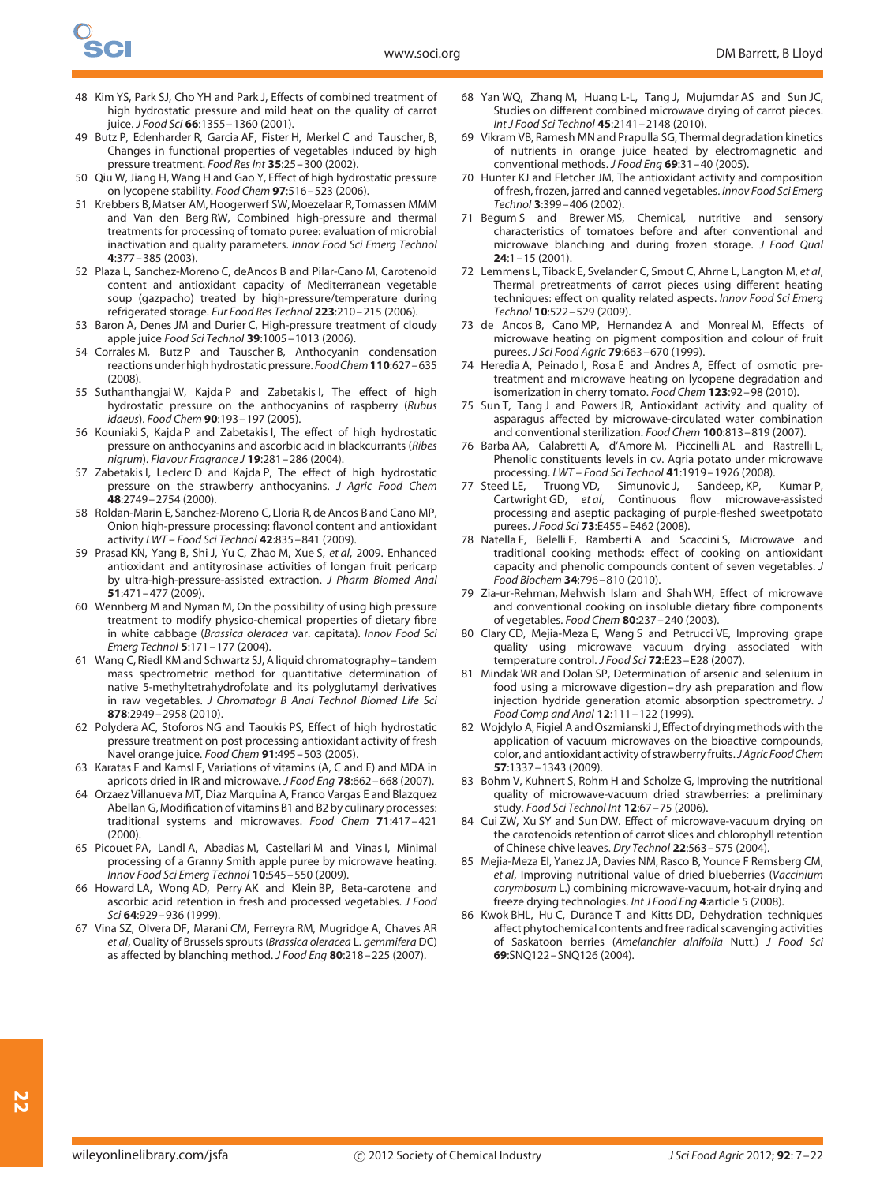48 Kim YS, Park SJ, Cho YH and Park J, Effects of combined treatment of high hydrostatic pressure and mild heat on the quality of carrot juice. *J Food Sci* **66**:1355–1360 (2001).

49 Butz P, Edenharder R, Garcia AF, Fister H, Merkel C and Tauscher, B, Changes in functional properties of vegetables induced by high pressure treatment. *Food Res Int* **35**:25–300 (2002).

50 Qiu W, Jiang H, Wang H and Gao Y, Effect of high hydrostatic pressure on lycopene stability. *Food Chem* **97**:516–523 (2006).

51 Krebbers B, Matser AM, Hoogerwerf SW, Moezelaar R, Tomassen MMM and Van den Berg RW, Combined high-pressure and thermal treatments for processing of tomato puree: evaluation of microbial inactivation and quality parameters. *Innov Food Sci Emerg Technol* **4**:377–385 (2003).

52 Plaza L, Sanchez-Moreno C, deAncos B and Pilar-Cano M, Carotenoid content and antioxidant capacity of Mediterranean vegetable soup (gazpacho) treated by high-pressure/temperature during refrigerated storage. *Eur Food Res Technol* **223**:210–215 (2006).

53 Baron A, Denes JM and Durier C, High-pressure treatment of cloudy apple juice *Food Sci Technol* **39**:1005–1013 (2006).

54 Corrales M, Butz P and Tauscher B, Anthocyanin condensation reactions under high hydrostatic pressure. *Food Chem* **110**:627–635 (2008).

55 Suthanthangjai W, Kajda P and Zabetakis I, The effect of high hydrostatic pressure on the anthocyanins of raspberry (*Rubus idaeus*). *Food Chem* **90**:193–197 (2005).

56 Kouniaki S, Kajda P and Zabetakis I, The effect of high hydrostatic pressure on anthocyanins and ascorbic acid in blackcurrants (*Ribes nigrum*). *Flavour Fragrance J* **19**:281–286 (2004).

57 Zabetakis I, Leclerc D and Kajda P, The effect of high hydrostatic pressure on the strawberry anthocyanins. *J Agric Food Chem* **48**:2749–2754 (2000).

58 Roldan-Marin E, Sanchez-Moreno C, Lloria R, de Ancos B and Cano MP, Onion high-pressure processing: flavonol content and antioxidant activity *LWT – Food Sci Technol* **42**:835–841 (2009).

59 Prasad KN, Yang B, Shi J, Yu C, Zhao M, Xue S, *et al*, 2009. Enhanced antioxidant and antityrosinase activities of longan fruit pericarp by ultra-high-pressure-assisted extraction. *J Pharm Biomed Anal* **51**:471–477 (2009).

60 Wennberg M and Nyman M, On the possibility of using high pressure treatment to modify physico-chemical properties of dietary fibre in white cabbage (*Brassica oleracea* var. capitata). *Innov Food Sci Emerg Technol* **5**:171–177 (2004).

61 Wang C, Riedl KM and Schwartz SJ, A liquid chromatography–tandem mass spectrometric method for quantitative determination of native 5-methyltetrahydrofolate and its polyglutamyl derivatives in raw vegetables. *J Chromatogr B Anal Technol Biomed Life Sci* **878**:2949–2958 (2010).

62 Polydera AC, Stoforos NG and Taoukis PS, Effect of high hydrostatic pressure treatment on post processing antioxidant activity of fresh Navel orange juice. *Food Chem* **91**:495–503 (2005).

63 Karatas F and Kamsl F, Variations of vitamins (A, C and E) and MDA in apricots dried in IR and microwave. *J Food Eng* **78**:662–668 (2007).

64 Orzaez Villanueva MT, Diaz Marquina A, Franco Vargas E and Blazquez Abellan G, Modification of vitamins B1 and B2 by culinary processes: traditional systems and microwaves. *Food Chem* **71**:417–421 (2000).

65 Picouet PA, Landl A, Abadias M, Castellari M and Vinas I, Minimal processing of a Granny Smith apple puree by microwave heating. *Innov Food Sci Emerg Technol* **10**:545–550 (2009).

66 Howard LA, Wong AD, Perry AK and Klein BP, Beta-carotene and ascorbic acid retention in fresh and processed vegetables. *J Food Sci* **64**:929–936 (1999).

67 Vina SZ, Olvera DF, Marani CM, Ferreyra RM, Mugridge A, Chaves AR *et al*, Quality of Brussels sprouts (*Brassica oleracea* L. *gemmifera* DC) as affected by blanching method. *J Food Eng* **80**:218–225 (2007).

68 Yan WQ, Zhang M, Huang L-L, Tang J, Mujumdar AS and Sun JC, Studies on different combined microwave drying of carrot pieces. *Int J Food Sci Technol* **45**:2141–2148 (2010).

69 Vikram VB, Ramesh MN and Prapulla SG, Thermal degradation kinetics of nutrients in orange juice heated by electromagnetic and conventional methods. *J Food Eng* **69**:31–40 (2005).

70 Hunter KJ and Fletcher JM, The antioxidant activity and composition of fresh, frozen, jarred and canned vegetables. *Innov Food Sci Emerg Technol* **3**:399–406 (2002).

71 Begum S and Brewer MS, Chemical, nutritive and sensory characteristics of tomatoes before and after conventional and microwave blanching and during frozen storage. *J Food Qual* **24**:1–15 (2001).

72 Lemmens L, Tiback E, Svelander C, Smout C, Ahrne L, Langton M, *et al*, Thermal pretreatments of carrot pieces using different heating techniques: effect on quality related aspects. *Innov Food Sci Emerg Technol* **10**:522–529 (2009).

73 de Ancos B, Cano MP, Hernandez A and Monreal M, Effects of microwave heating on pigment composition and colour of fruit purees. *J Sci Food Agric* **79**:663–670 (1999).

74 Heredia A, Peinado I, Rosa E and Andres A, Effect of osmotic pre-treatment and microwave heating on lycopene degradation and isomerization in cherry tomato. *Food Chem* **123**:92–98 (2010).

75 Sun T, Tang J and Powers JR, Antioxidant activity and quality of asparagus affected by microwave-circulated water combination and conventional sterilization. *Food Chem* **100**:813–819 (2007).

76 Barba AA, Calabretti A, d'Amore M, Piccinelli AL and Rastrelli L, Phenolic constituents levels in cv. Agria potato under microwave processing. *LWT – Food Sci Technol* **41**:1919–1926 (2008).

77 Steed LE, Truong VD, Simunovic J, Sandeep, KP, Kumar P, Cartwright GD, *et al*, Continuous flow microwave-assisted processing and aseptic packaging of purple-fleshed sweetpotato purees. *J Food Sci* **73**:E455–E462 (2008).

78 Natella F, Belelli F, Ramberti A and Scaccini S, Microwave and traditional cooking methods: effect of cooking on antioxidant capacity and phenolic compounds content of seven vegetables. *J Food Biochem* **34**:796–810 (2010).

79 Zia-ur-Rehman, Mehwish Islam and Shah WH, Effect of microwave and conventional cooking on insoluble dietary fibre components of vegetables. *Food Chem* **80**:237–240 (2003).

80 Clary CD, Mejia-Meza E, Wang S and Petrucci VE, Improving grape quality using microwave vacuum drying associated with temperature control. *J Food Sci* **72**:E23–E28 (2007).

81 Mindak WR and Dolan SP, Determination of arsenic and selenium in food using a microwave digestion–dry ash preparation and flow injection hydride generation atomic absorption spectrometry. *J Food Comp and Anal* **12**:111–122 (1999).

82 Wojdylo A, Figiel A and Oszmianski J, Effect of drying methods with the application of vacuum microwaves on the bioactive compounds, color, and antioxidant activity of strawberry fruits. *J Agric Food Chem* **57**:1337–1343 (2009).

83 Bohm V, Kuhnert S, Rohm H and Scholze G, Improving the nutritional quality of microwave-vacuum dried strawberries: a preliminary study. *Food Sci Technol Int* **12**:67–75 (2006).

84 Cui ZW, Xu SY and Sun DW. Effect of microwave-vacuum drying on the carotenoids retention of carrot slices and chlorophyll retention of Chinese chive leaves. *Dry Technol* **22**:563–575 (2004).

85 Mejia-Meza EI, Yanez JA, Davies NM, Rasco B, Younce F Remsberg CM, *et al*, Improving nutritional value of dried blueberries (*Vaccinium corymbosum* L.) combining microwave-vacuum, hot-air drying and freeze drying technologies. *Int J Food Eng* **4**:article 5 (2008).

86 Kwok BHL, Hu C, Durance T and Kitts DD, Dehydration techniques affect phytochemical contents and free radical scavenging activities of Saskatoon berries (*Amelanchier alnifolia* Nutt.) *J Food Sci* **69**:SNQ122–SNQ126 (2004).